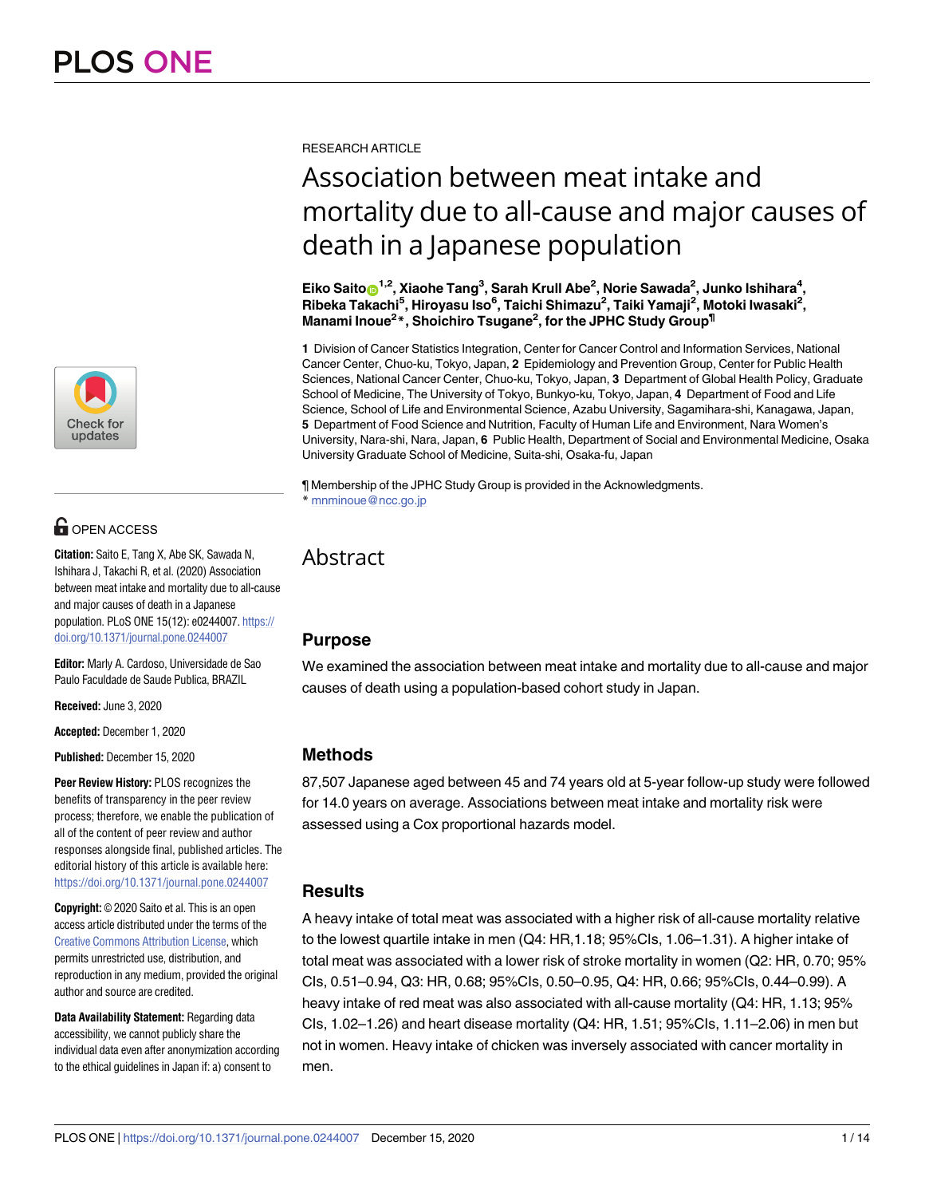RESEARCH ARTICLE

# Association between meat intake and mortality due to all-cause and major causes of death in a Japanese population

**Eiko Saito[1,2], Xiaohe Tang[3], Sarah Krull Abe[2], Norie Sawada[2], Junko Ishihara[4], Ribeka Takachi[5], Hiroyasu Iso[6], Taichi Shimazu[2], Taiki Yamaji[2], Motoki Iwasaki[2], Manami Inoue[2]*, Shoichiro Tsugane[2], for the JPHC Study Group¶**

**1** Division of Cancer Statistics Integration, Center for Cancer Control and Information Services, National Cancer Center, Chuo-ku, Tokyo, Japan, **2** Epidemiology and Prevention Group, Center for Public Health Sciences, National Cancer Center, Chuo-ku, Tokyo, Japan, **3** Department of Global Health Policy, Graduate School of Medicine, The University of Tokyo, Bunkyo-ku, Tokyo, Japan, **4** Department of Food and Life Science, School of Life and Environmental Science, Azabu University, Sagamihara-shi, Kanagawa, Japan, **5** Department of Food Science and Nutrition, Faculty of Human Life and Environment, Nara Women's University, Nara-shi, Nara, Japan, **6** Public Health, Department of Social and Environmental Medicine, Osaka University Graduate School of Medicine, Suita-shi, Osaka-fu, Japan

¶ Membership of the JPHC Study Group is provided in the Acknowledgments.
* mnminoue@ncc.go.jp

OPEN ACCESS

**Citation:** Saito E, Tang X, Abe SK, Sawada N, Ishihara J, Takachi R, et al. (2020) Association between meat intake and mortality due to all-cause and major causes of death in a Japanese population. PLoS ONE 15(12): e0244007. https://doi.org/10.1371/journal.pone.0244007

**Editor:** Marly A. Cardoso, Universidade de Sao Paulo Faculdade de Saude Publica, BRAZIL

**Received:** June 3, 2020

**Accepted:** December 1, 2020

**Published:** December 15, 2020

**Peer Review History:** PLOS recognizes the benefits of transparency in the peer review process; therefore, we enable the publication of all of the content of peer review and author responses alongside final, published articles. The editorial history of this article is available here: https://doi.org/10.1371/journal.pone.0244007

**Copyright:** © 2020 Saito et al. This is an open access article distributed under the terms of the Creative Commons Attribution License, which permits unrestricted use, distribution, and reproduction in any medium, provided the original author and source are credited.

**Data Availability Statement:** Regarding data accessibility, we cannot publicly share the individual data even after anonymization according to the ethical guidelines in Japan if: a) consent to

## Abstract

### Purpose

We examined the association between meat intake and mortality due to all-cause and major causes of death using a population-based cohort study in Japan.

### Methods

87,507 Japanese aged between 45 and 74 years old at 5-year follow-up study were followed for 14.0 years on average. Associations between meat intake and mortality risk were assessed using a Cox proportional hazards model.

### Results

A heavy intake of total meat was associated with a higher risk of all-cause mortality relative to the lowest quartile intake in men (Q4: HR,1.18; 95%CIs, 1.06–1.31). A higher intake of total meat was associated with a lower risk of stroke mortality in women (Q2: HR, 0.70; 95% CIs, 0.51–0.94, Q3: HR, 0.68; 95%CIs, 0.50–0.95, Q4: HR, 0.66; 95%CIs, 0.44–0.99). A heavy intake of red meat was also associated with all-cause mortality (Q4: HR, 1.13; 95% CIs, 1.02–1.26) and heart disease mortality (Q4: HR, 1.51; 95%CIs, 1.11–2.06) in men but not in women. Heavy intake of chicken was inversely associated with cancer mortality in men.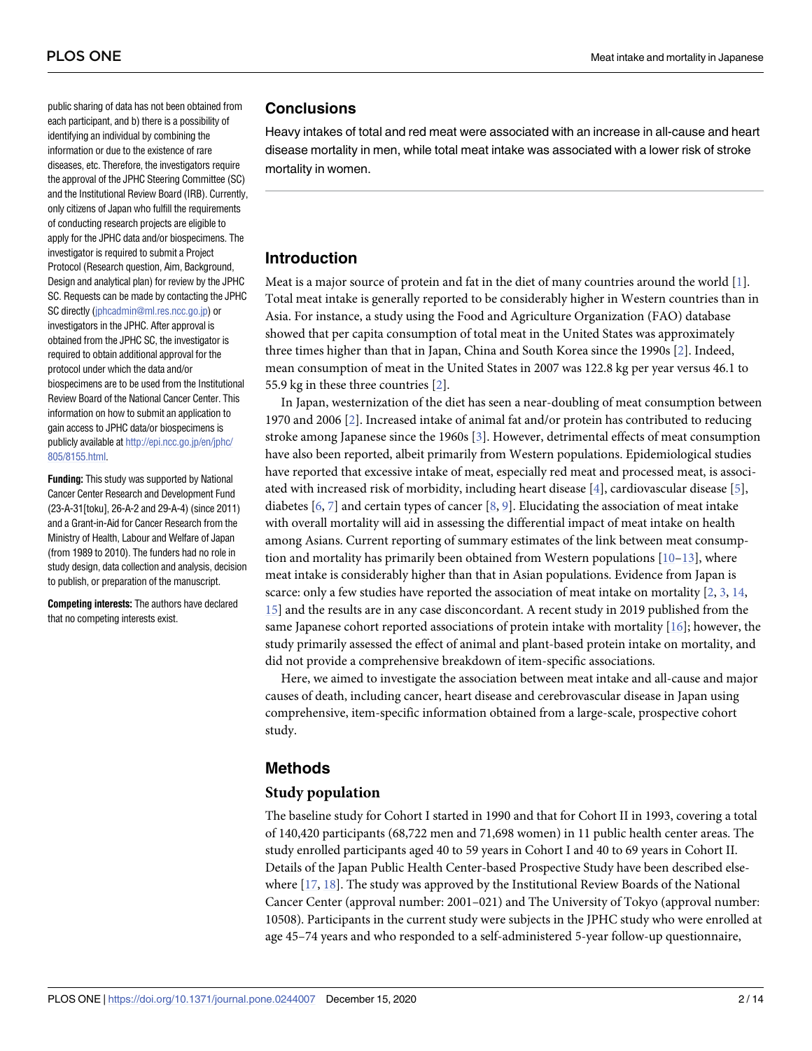public sharing of data has not been obtained from each participant, and b) there is a possibility of identifying an individual by combining the information or due to the existence of rare diseases, etc. Therefore, the investigators require the approval of the JPHC Steering Committee (SC) and the Institutional Review Board (IRB). Currently, only citizens of Japan who fulfill the requirements of conducting research projects are eligible to apply for the JPHC data and/or biospecimens. The investigator is required to submit a Project Protocol (Research question, Aim, Background, Design and analytical plan) for review by the JPHC SC. Requests can be made by contacting the JPHC SC directly (jphcadmin@ml.res.ncc.go.jp) or investigators in the JPHC. After approval is obtained from the JPHC SC, the investigator is required to obtain additional approval for the protocol under which the data and/or biospecimens are to be used from the Institutional Review Board of the National Cancer Center. This information on how to submit an application to gain access to JPHC data/or biospecimens is publicly available at http://epi.ncc.go.jp/en/jphc/805/8155.html.

**Funding:** This study was supported by National Cancer Center Research and Development Fund (23-A-31[toku], 26-A-2 and 29-A-4) (since 2011) and a Grant-in-Aid for Cancer Research from the Ministry of Health, Labour and Welfare of Japan (from 1989 to 2010). The funders had no role in study design, data collection and analysis, decision to publish, or preparation of the manuscript.

**Competing interests:** The authors have declared that no competing interests exist.

## Conclusions

Heavy intakes of total and red meat were associated with an increase in all-cause and heart disease mortality in men, while total meat intake was associated with a lower risk of stroke mortality in women.

## Introduction

Meat is a major source of protein and fat in the diet of many countries around the world [1]. Total meat intake is generally reported to be considerably higher in Western countries than in Asia. For instance, a study using the Food and Agriculture Organization (FAO) database showed that per capita consumption of total meat in the United States was approximately three times higher than that in Japan, China and South Korea since the 1990s [2]. Indeed, mean consumption of meat in the United States in 2007 was 122.8 kg per year versus 46.1 to 55.9 kg in these three countries [2].

In Japan, westernization of the diet has seen a near-doubling of meat consumption between 1970 and 2006 [2]. Increased intake of animal fat and/or protein has contributed to reducing stroke among Japanese since the 1960s [3]. However, detrimental effects of meat consumption have also been reported, albeit primarily from Western populations. Epidemiological studies have reported that excessive intake of meat, especially red meat and processed meat, is associated with increased risk of morbidity, including heart disease [4], cardiovascular disease [5], diabetes [6, 7] and certain types of cancer [8, 9]. Elucidating the association of meat intake with overall mortality will aid in assessing the differential impact of meat intake on health among Asians. Current reporting of summary estimates of the link between meat consumption and mortality has primarily been obtained from Western populations [10–13], where meat intake is considerably higher than that in Asian populations. Evidence from Japan is scarce: only a few studies have reported the association of meat intake on mortality [2, 3, 14, 15] and the results are in any case disconcordant. A recent study in 2019 published from the same Japanese cohort reported associations of protein intake with mortality [16]; however, the study primarily assessed the effect of animal and plant-based protein intake on mortality, and did not provide a comprehensive breakdown of item-specific associations.

Here, we aimed to investigate the association between meat intake and all-cause and major causes of death, including cancer, heart disease and cerebrovascular disease in Japan using comprehensive, item-specific information obtained from a large-scale, prospective cohort study.

## Methods

### Study population

The baseline study for Cohort I started in 1990 and that for Cohort II in 1993, covering a total of 140,420 participants (68,722 men and 71,698 women) in 11 public health center areas. The study enrolled participants aged 40 to 59 years in Cohort I and 40 to 69 years in Cohort II. Details of the Japan Public Health Center-based Prospective Study have been described elsewhere [17, 18]. The study was approved by the Institutional Review Boards of the National Cancer Center (approval number: 2001–021) and The University of Tokyo (approval number: 10508). Participants in the current study were subjects in the JPHC study who were enrolled at age 45–74 years and who responded to a self-administered 5-year follow-up questionnaire,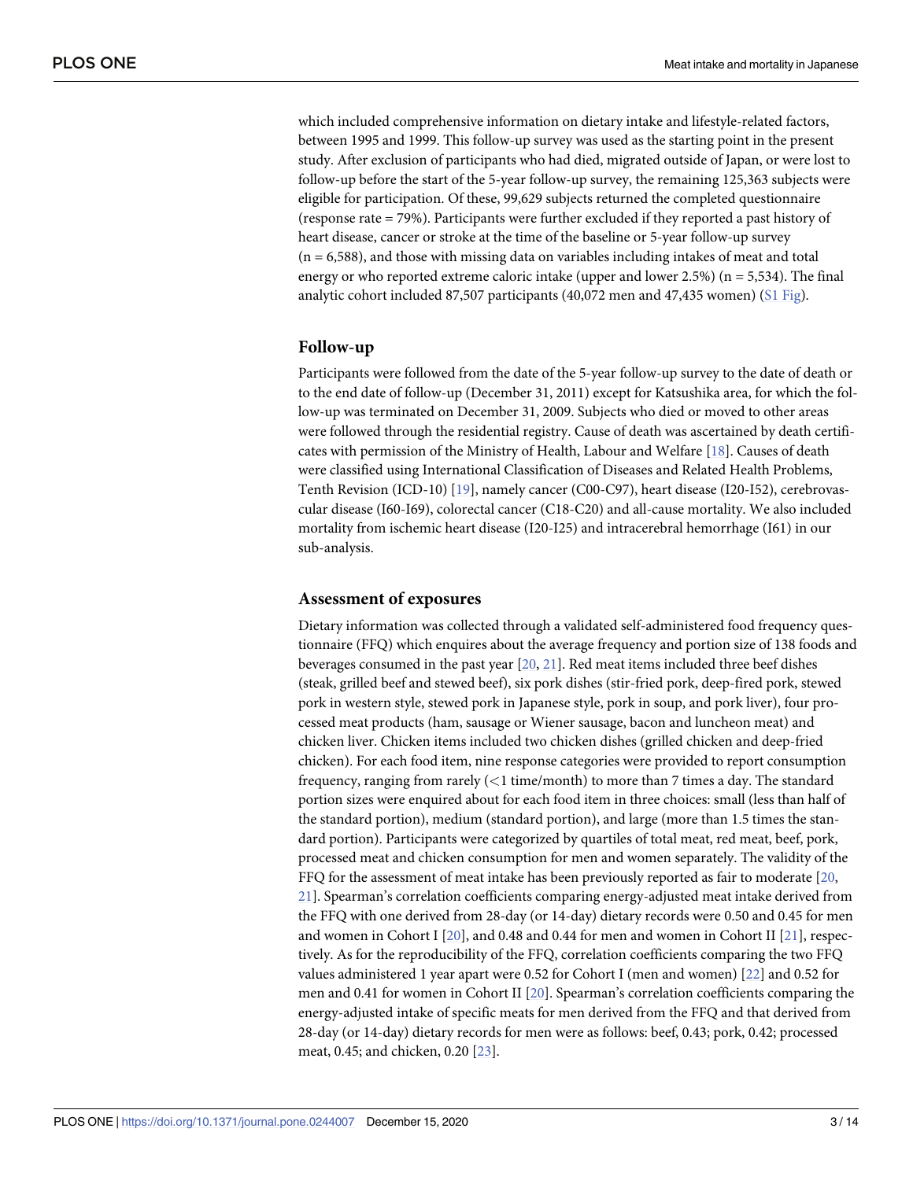which included comprehensive information on dietary intake and lifestyle-related factors, between 1995 and 1999. This follow-up survey was used as the starting point in the present study. After exclusion of participants who had died, migrated outside of Japan, or were lost to follow-up before the start of the 5-year follow-up survey, the remaining 125,363 subjects were eligible for participation. Of these, 99,629 subjects returned the completed questionnaire (response rate = 79%). Participants were further excluded if they reported a past history of heart disease, cancer or stroke at the time of the baseline or 5-year follow-up survey (n = 6,588), and those with missing data on variables including intakes of meat and total energy or who reported extreme caloric intake (upper and lower 2.5%) (n = 5,534). The final analytic cohort included 87,507 participants (40,072 men and 47,435 women) (S1 Fig).

## Follow-up

Participants were followed from the date of the 5-year follow-up survey to the date of death or to the end date of follow-up (December 31, 2011) except for Katsushika area, for which the follow-up was terminated on December 31, 2009. Subjects who died or moved to other areas were followed through the residential registry. Cause of death was ascertained by death certificates with permission of the Ministry of Health, Labour and Welfare [18]. Causes of death were classified using International Classification of Diseases and Related Health Problems, Tenth Revision (ICD-10) [19], namely cancer (C00-C97), heart disease (I20-I52), cerebrovascular disease (I60-I69), colorectal cancer (C18-C20) and all-cause mortality. We also included mortality from ischemic heart disease (I20-I25) and intracerebral hemorrhage (I61) in our sub-analysis.

## Assessment of exposures

Dietary information was collected through a validated self-administered food frequency questionnaire (FFQ) which enquires about the average frequency and portion size of 138 foods and beverages consumed in the past year [20, 21]. Red meat items included three beef dishes (steak, grilled beef and stewed beef), six pork dishes (stir-fried pork, deep-fired pork, stewed pork in western style, stewed pork in Japanese style, pork in soup, and pork liver), four processed meat products (ham, sausage or Wiener sausage, bacon and luncheon meat) and chicken liver. Chicken items included two chicken dishes (grilled chicken and deep-fried chicken). For each food item, nine response categories were provided to report consumption frequency, ranging from rarely (<1 time/month) to more than 7 times a day. The standard portion sizes were enquired about for each food item in three choices: small (less than half of the standard portion), medium (standard portion), and large (more than 1.5 times the standard portion). Participants were categorized by quartiles of total meat, red meat, beef, pork, processed meat and chicken consumption for men and women separately. The validity of the FFQ for the assessment of meat intake has been previously reported as fair to moderate [20, 21]. Spearman's correlation coefficients comparing energy-adjusted meat intake derived from the FFQ with one derived from 28-day (or 14-day) dietary records were 0.50 and 0.45 for men and women in Cohort I [20], and 0.48 and 0.44 for men and women in Cohort II [21], respectively. As for the reproducibility of the FFQ, correlation coefficients comparing the two FFQ values administered 1 year apart were 0.52 for Cohort I (men and women) [22] and 0.52 for men and 0.41 for women in Cohort II [20]. Spearman's correlation coefficients comparing the energy-adjusted intake of specific meats for men derived from the FFQ and that derived from 28-day (or 14-day) dietary records for men were as follows: beef, 0.43; pork, 0.42; processed meat, 0.45; and chicken, 0.20 [23].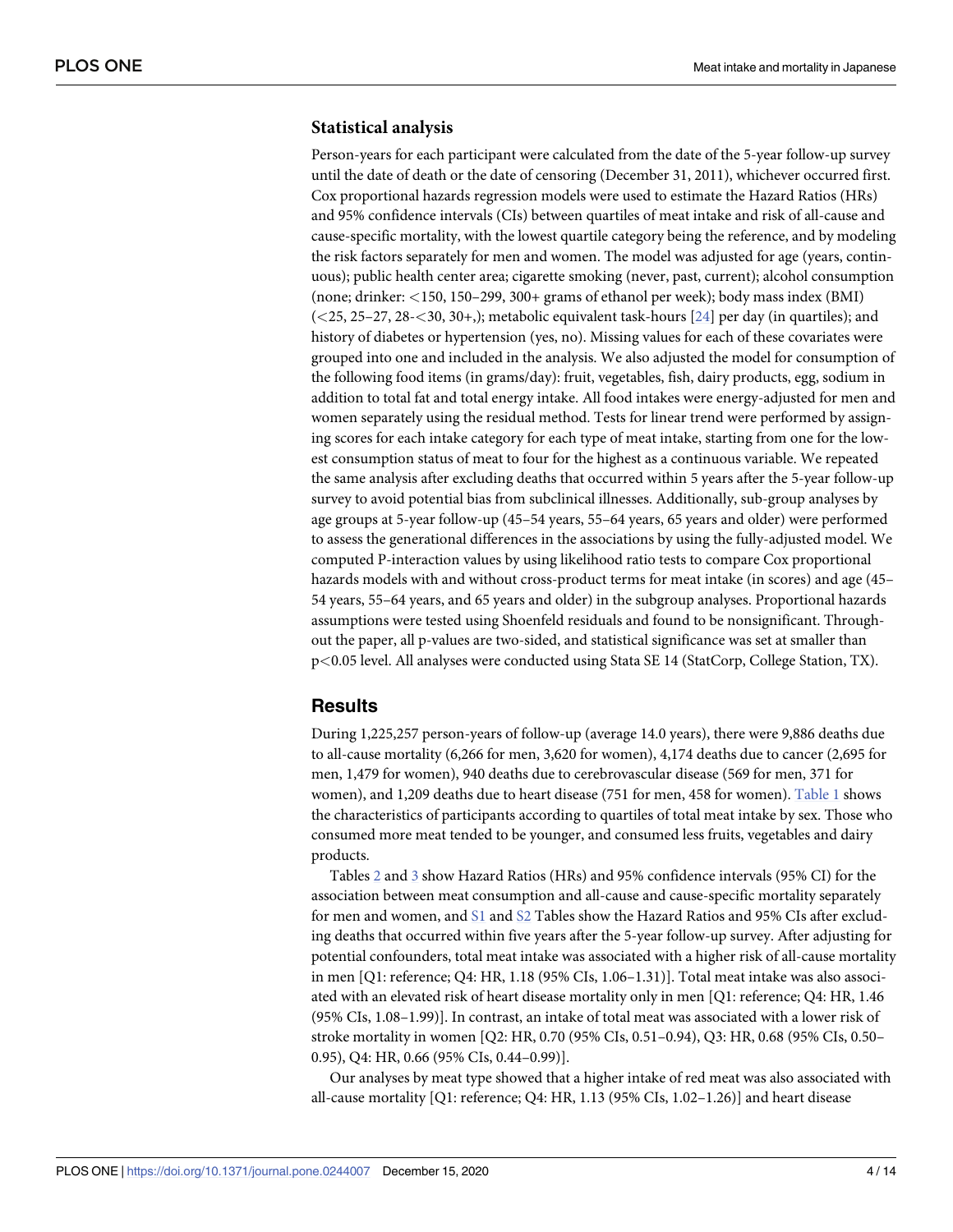### Statistical analysis

Person-years for each participant were calculated from the date of the 5-year follow-up survey until the date of death or the date of censoring (December 31, 2011), whichever occurred first. Cox proportional hazards regression models were used to estimate the Hazard Ratios (HRs) and 95% confidence intervals (CIs) between quartiles of meat intake and risk of all-cause and cause-specific mortality, with the lowest quartile category being the reference, and by modeling the risk factors separately for men and women. The model was adjusted for age (years, continuous); public health center area; cigarette smoking (never, past, current); alcohol consumption (none; drinker: <150, 150–299, 300+ grams of ethanol per week); body mass index (BMI) (<25, 25–27, 28-<30, 30+,); metabolic equivalent task-hours [24] per day (in quartiles); and history of diabetes or hypertension (yes, no). Missing values for each of these covariates were grouped into one and included in the analysis. We also adjusted the model for consumption of the following food items (in grams/day): fruit, vegetables, fish, dairy products, egg, sodium in addition to total fat and total energy intake. All food intakes were energy-adjusted for men and women separately using the residual method. Tests for linear trend were performed by assigning scores for each intake category for each type of meat intake, starting from one for the lowest consumption status of meat to four for the highest as a continuous variable. We repeated the same analysis after excluding deaths that occurred within 5 years after the 5-year follow-up survey to avoid potential bias from subclinical illnesses. Additionally, sub-group analyses by age groups at 5-year follow-up (45–54 years, 55–64 years, 65 years and older) were performed to assess the generational differences in the associations by using the fully-adjusted model. We computed P-interaction values by using likelihood ratio tests to compare Cox proportional hazards models with and without cross-product terms for meat intake (in scores) and age (45–54 years, 55–64 years, and 65 years and older) in the subgroup analyses. Proportional hazards assumptions were tested using Shoenfeld residuals and found to be nonsignificant. Throughout the paper, all p-values are two-sided, and statistical significance was set at smaller than $p<0.05$ level. All analyses were conducted using Stata SE 14 (StatCorp, College Station, TX).

## Results

During 1,225,257 person-years of follow-up (average 14.0 years), there were 9,886 deaths due to all-cause mortality (6,266 for men, 3,620 for women), 4,174 deaths due to cancer (2,695 for men, 1,479 for women), 940 deaths due to cerebrovascular disease (569 for men, 371 for women), and 1,209 deaths due to heart disease (751 for men, 458 for women). Table 1 shows the characteristics of participants according to quartiles of total meat intake by sex. Those who consumed more meat tended to be younger, and consumed less fruits, vegetables and dairy products.

Tables 2 and 3 show Hazard Ratios (HRs) and 95% confidence intervals (95% CI) for the association between meat consumption and all-cause and cause-specific mortality separately for men and women, and S1 and S2 Tables show the Hazard Ratios and 95% CIs after excluding deaths that occurred within five years after the 5-year follow-up survey. After adjusting for potential confounders, total meat intake was associated with a higher risk of all-cause mortality in men [Q1: reference; Q4: HR, 1.18 (95% CIs, 1.06–1.31)]. Total meat intake was also associated with an elevated risk of heart disease mortality only in men [Q1: reference; Q4: HR, 1.46 (95% CIs, 1.08–1.99)]. In contrast, an intake of total meat was associated with a lower risk of stroke mortality in women [Q2: HR, 0.70 (95% CIs, 0.51–0.94), Q3: HR, 0.68 (95% CIs, 0.50–0.95), Q4: HR, 0.66 (95% CIs, 0.44–0.99)].

Our analyses by meat type showed that a higher intake of red meat was also associated with all-cause mortality [Q1: reference; Q4: HR, 1.13 (95% CIs, 1.02–1.26)] and heart disease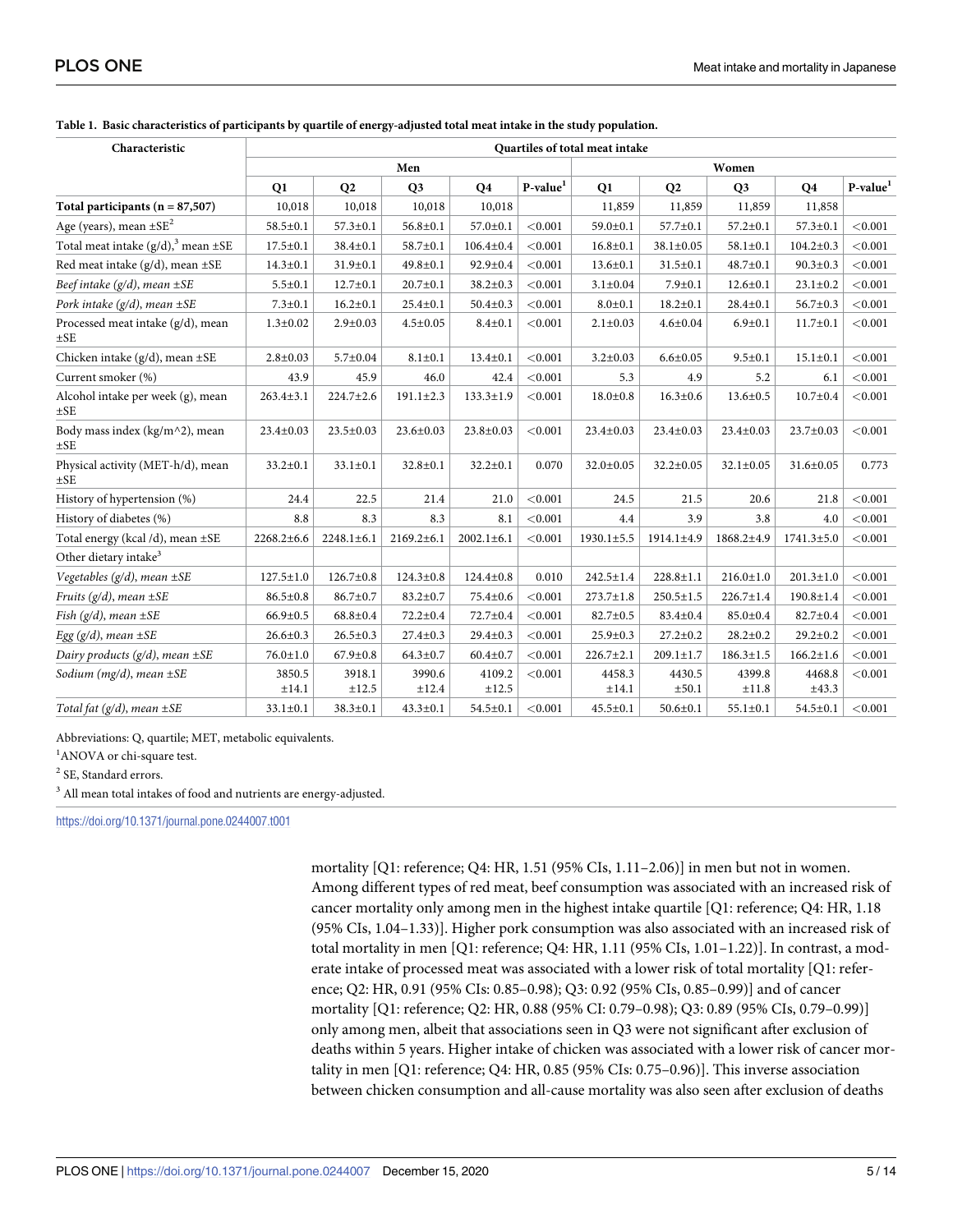**Table 1. Basic characteristics of participants by quartile of energy-adjusted total meat intake in the study population.**

| Characteristic | Quartiles of total meat intake | | | | | | | | | |
|---|---|---|---|---|---|---|---|---|---|---|
| | Men | | | | | Women | | | | |
| | Q1 | Q2 | Q3 | Q4 | P-value[1] | Q1 | Q2 | Q3 | Q4 | P-value[1] |
| **Total participants (n = 87,507)** | 10,018 | 10,018 | 10,018 | 10,018 | | 11,859 | 11,859 | 11,859 | 11,858 | |
| Age (years), mean ±SE[2] | 58.5±0.1 | 57.3±0.1 | 56.8±0.1 | 57.0±0.1 | <0.001 | 59.0±0.1 | 57.7±0.1 | 57.2±0.1 | 57.3±0.1 | <0.001 |
| Total meat intake (g/d),[3] mean ±SE | 17.5±0.1 | 38.4±0.1 | 58.7±0.1 | 106.4±0.4 | <0.001 | 16.8±0.1 | 38.1±0.05 | 58.1±0.1 | 104.2±0.3 | <0.001 |
| Red meat intake (g/d), mean ±SE | 14.3±0.1 | 31.9±0.1 | 49.8±0.1 | 92.9±0.4 | <0.001 | 13.6±0.1 | 31.5±0.1 | 48.7±0.1 | 90.3±0.3 | <0.001 |
| *Beef intake (g/d), mean ±SE* | 5.5±0.1 | 12.7±0.1 | 20.7±0.1 | 38.2±0.3 | <0.001 | 3.1±0.04 | 7.9±0.1 | 12.6±0.1 | 23.1±0.2 | <0.001 |
| *Pork intake (g/d), mean ±SE* | 7.3±0.1 | 16.2±0.1 | 25.4±0.1 | 50.4±0.3 | <0.001 | 8.0±0.1 | 18.2±0.1 | 28.4±0.1 | 56.7±0.3 | <0.001 |
| Processed meat intake (g/d), mean ±SE | 1.3±0.02 | 2.9±0.03 | 4.5±0.05 | 8.4±0.1 | <0.001 | 2.1±0.03 | 4.6±0.04 | 6.9±0.1 | 11.7±0.1 | <0.001 |
| Chicken intake (g/d), mean ±SE | 2.8±0.03 | 5.7±0.04 | 8.1±0.1 | 13.4±0.1 | <0.001 | 3.2±0.03 | 6.6±0.05 | 9.5±0.1 | 15.1±0.1 | <0.001 |
| Current smoker (%) | 43.9 | 45.9 | 46.0 | 42.4 | <0.001 | 5.3 | 4.9 | 5.2 | 6.1 | <0.001 |
| Alcohol intake per week (g), mean ±SE | 263.4±3.1 | 224.7±2.6 | 191.1±2.3 | 133.3±1.9 | <0.001 | 18.0±0.8 | 16.3±0.6 | 13.6±0.5 | 10.7±0.4 | <0.001 |
| Body mass index (kg/m^2), mean ±SE | 23.4±0.03 | 23.5±0.03 | 23.6±0.03 | 23.8±0.03 | <0.001 | 23.4±0.03 | 23.4±0.03 | 23.4±0.03 | 23.7±0.03 | <0.001 |
| Physical activity (MET-h/d), mean ±SE | 33.2±0.1 | 33.1±0.1 | 32.8±0.1 | 32.2±0.1 | 0.070 | 32.0±0.05 | 32.2±0.05 | 32.1±0.05 | 31.6±0.05 | 0.773 |
| History of hypertension (%) | 24.4 | 22.5 | 21.4 | 21.0 | <0.001 | 24.5 | 21.5 | 20.6 | 21.8 | <0.001 |
| History of diabetes (%) | 8.8 | 8.3 | 8.3 | 8.1 | <0.001 | 4.4 | 3.9 | 3.8 | 4.0 | <0.001 |
| Total energy (kcal /d), mean ±SE | 2268.2±6.6 | 2248.1±6.1 | 2169.2±6.1 | 2002.1±6.1 | <0.001 | 1930.1±5.5 | 1914.1±4.9 | 1868.2±4.9 | 1741.3±5.0 | <0.001 |
| Other dietary intake[3] | | | | | | | | | | |
| *Vegetables (g/d), mean ±SE* | 127.5±1.0 | 126.7±0.8 | 124.3±0.8 | 124.4±0.8 | 0.010 | 242.5±1.4 | 228.8±1.1 | 216.0±1.0 | 201.3±1.0 | <0.001 |
| *Fruits (g/d), mean ±SE* | 86.5±0.8 | 86.7±0.7 | 83.2±0.7 | 75.4±0.6 | <0.001 | 273.7±1.8 | 250.5±1.5 | 226.7±1.4 | 190.8±1.4 | <0.001 |
| *Fish (g/d), mean ±SE* | 66.9±0.5 | 68.8±0.4 | 72.2±0.4 | 72.7±0.4 | <0.001 | 82.7±0.5 | 83.4±0.4 | 85.0±0.4 | 82.7±0.4 | <0.001 |
| *Egg (g/d), mean ±SE* | 26.6±0.3 | 26.5±0.3 | 27.4±0.3 | 29.4±0.3 | <0.001 | 25.9±0.3 | 27.2±0.2 | 28.2±0.2 | 29.2±0.2 | <0.001 |
| *Dairy products (g/d), mean ±SE* | 76.0±1.0 | 67.9±0.8 | 64.3±0.7 | 60.4±0.7 | <0.001 | 226.7±2.1 | 209.1±1.7 | 186.3±1.5 | 166.2±1.6 | <0.001 |
| *Sodium (mg/d), mean ±SE* | 3850.5 ±14.1 | 3918.1 ±12.5 | 3990.6 ±12.4 | 4109.2 ±12.5 | <0.001 | 4458.3 ±14.1 | 4430.5 ±50.1 | 4399.8 ±11.8 | 4468.8 ±43.3 | <0.001 |
| *Total fat (g/d), mean ±SE* | 33.1±0.1 | 38.3±0.1 | 43.3±0.1 | 54.5±0.1 | <0.001 | 45.5±0.1 | 50.6±0.1 | 55.1±0.1 | 54.5±0.1 | <0.001 |

Abbreviations: Q, quartile; MET, metabolic equivalents.

[1]ANOVA or chi-square test.

[2] SE, Standard errors.

[3] All mean total intakes of food and nutrients are energy-adjusted.

https://doi.org/10.1371/journal.pone.0244007.t001

mortality [Q1: reference; Q4: HR, 1.51 (95% CIs, 1.11–2.06)] in men but not in women. Among different types of red meat, beef consumption was associated with an increased risk of cancer mortality only among men in the highest intake quartile [Q1: reference; Q4: HR, 1.18 (95% CIs, 1.04–1.33)]. Higher pork consumption was also associated with an increased risk of total mortality in men [Q1: reference; Q4: HR, 1.11 (95% CIs, 1.01–1.22)]. In contrast, a moderate intake of processed meat was associated with a lower risk of total mortality [Q1: reference; Q2: HR, 0.91 (95% CIs: 0.85–0.98); Q3: 0.92 (95% CIs, 0.85–0.99)] and of cancer mortality [Q1: reference; Q2: HR, 0.88 (95% CI: 0.79–0.98); Q3: 0.89 (95% CIs, 0.79–0.99)] only among men, albeit that associations seen in Q3 were not significant after exclusion of deaths within 5 years. Higher intake of chicken was associated with a lower risk of cancer mortality in men [Q1: reference; Q4: HR, 0.85 (95% CIs: 0.75–0.96)]. This inverse association between chicken consumption and all-cause mortality was also seen after exclusion of deaths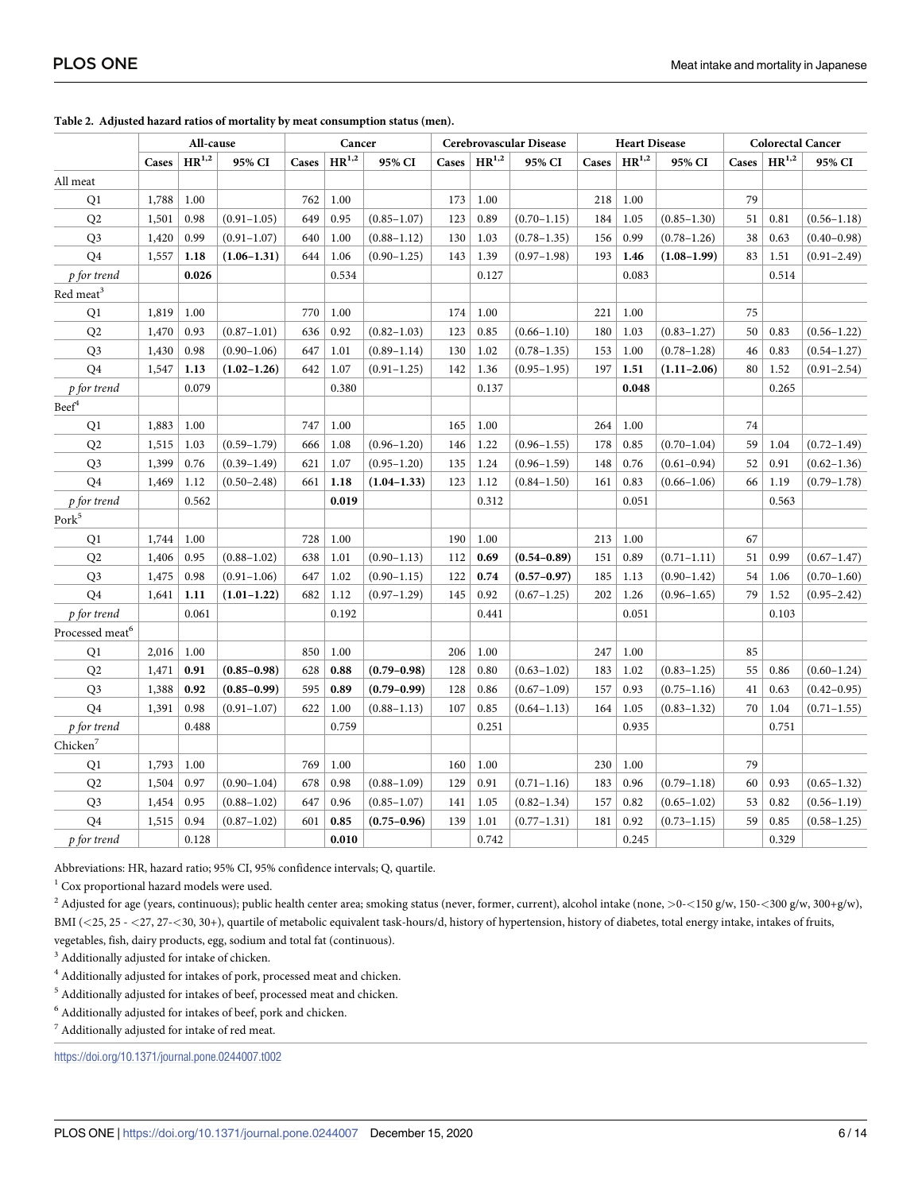**Table 2. Adjusted hazard ratios of mortality by meat consumption status (men).**

| | All-cause | | | Cancer | | | Cerebrovascular Disease | | | Heart Disease | | | Colorectal Cancer | | |
|---|---|---|---|---|---|---|---|---|---|---|---|---|---|---|---|
| | Cases | HR[1,2] | 95% CI | Cases | HR[1,2] | 95% CI | Cases | HR[1,2] | 95% CI | Cases | HR[1,2] | 95% CI | Cases | HR[1,2] | 95% CI |
| All meat | | | | | | | | | | | | | | | |
| Q1 | 1,788 | 1.00 | | 762 | 1.00 | | 173 | 1.00 | | 218 | 1.00 | | 79 | | |
| Q2 | 1,501 | 0.98 | (0.91–1.05) | 649 | 0.95 | (0.85–1.07) | 123 | 0.89 | (0.70–1.15) | 184 | 1.05 | (0.85–1.30) | 51 | 0.81 | (0.56–1.18) |
| Q3 | 1,420 | 0.99 | (0.91–1.07) | 640 | 1.00 | (0.88–1.12) | 130 | 1.03 | (0.78–1.35) | 156 | 0.99 | (0.78–1.26) | 38 | 0.63 | (0.40–0.98) |
| Q4 | 1,557 | **1.18** | **(1.06–1.31)** | 644 | 1.06 | (0.90–1.25) | 143 | 1.39 | (0.97–1.98) | 193 | **1.46** | **(1.08–1.99)** | 83 | 1.51 | (0.91–2.49) |
| *p for trend* | | **0.026** | | | 0.534 | | | 0.127 | | | 0.083 | | | 0.514 | |
| Red meat[3] | | | | | | | | | | | | | | | |
| Q1 | 1,819 | 1.00 | | 770 | 1.00 | | 174 | 1.00 | | 221 | 1.00 | | 75 | | |
| Q2 | 1,470 | 0.93 | (0.87–1.01) | 636 | 0.92 | (0.82–1.03) | 123 | 0.85 | (0.66–1.10) | 180 | 1.03 | (0.83–1.27) | 50 | 0.83 | (0.56–1.22) |
| Q3 | 1,430 | 0.98 | (0.90–1.06) | 647 | 1.01 | (0.89–1.14) | 130 | 1.02 | (0.78–1.35) | 153 | 1.00 | (0.78–1.28) | 46 | 0.83 | (0.54–1.27) |
| Q4 | 1,547 | **1.13** | **(1.02–1.26)** | 642 | 1.07 | (0.91–1.25) | 142 | 1.36 | (0.95–1.95) | 197 | **1.51** | **(1.11–2.06)** | 80 | 1.52 | (0.91–2.54) |
| *p for trend* | | 0.079 | | | 0.380 | | | 0.137 | | | **0.048** | | | 0.265 | |
| Beef[4] | | | | | | | | | | | | | | | |
| Q1 | 1,883 | 1.00 | | 747 | 1.00 | | 165 | 1.00 | | 264 | 1.00 | | 74 | | |
| Q2 | 1,515 | 1.03 | (0.59–1.79) | 666 | 1.08 | (0.96–1.20) | 146 | 1.22 | (0.96–1.55) | 178 | 0.85 | (0.70–1.04) | 59 | 1.04 | (0.72–1.49) |
| Q3 | 1,399 | 0.76 | (0.39–1.49) | 621 | 1.07 | (0.95–1.20) | 135 | 1.24 | (0.96–1.59) | 148 | 0.76 | (0.61–0.94) | 52 | 0.91 | (0.62–1.36) |
| Q4 | 1,469 | 1.12 | (0.50–2.48) | 661 | **1.18** | **(1.04–1.33)** | 123 | 1.12 | (0.84–1.50) | 161 | 0.83 | (0.66–1.06) | 66 | 1.19 | (0.79–1.78) |
| *p for trend* | | 0.562 | | | **0.019** | | | 0.312 | | | 0.051 | | | 0.563 | |
| Pork[5] | | | | | | | | | | | | | | | |
| Q1 | 1,744 | 1.00 | | 728 | 1.00 | | 190 | 1.00 | | 213 | 1.00 | | 67 | | |
| Q2 | 1,406 | 0.95 | (0.88–1.02) | 638 | 1.01 | (0.90–1.13) | 112 | **0.69** | **(0.54–0.89)** | 151 | 0.89 | (0.71–1.11) | 51 | 0.99 | (0.67–1.47) |
| Q3 | 1,475 | 0.98 | (0.91–1.06) | 647 | 1.02 | (0.90–1.15) | 122 | **0.74** | **(0.57–0.97)** | 185 | 1.13 | (0.90–1.42) | 54 | 1.06 | (0.70–1.60) |
| Q4 | 1,641 | **1.11** | **(1.01–1.22)** | 682 | 1.12 | (0.97–1.29) | 145 | 0.92 | (0.67–1.25) | 202 | 1.26 | (0.96–1.65) | 79 | 1.52 | (0.95–2.42) |
| *p for trend* | | 0.061 | | | 0.192 | | | 0.441 | | | 0.051 | | | 0.103 | |
| Processed meat[6] | | | | | | | | | | | | | | | |
| Q1 | 2,016 | 1.00 | | 850 | 1.00 | | 206 | 1.00 | | 247 | 1.00 | | 85 | | |
| Q2 | 1,471 | **0.91** | **(0.85–0.98)** | 628 | **0.88** | **(0.79–0.98)** | 128 | 0.80 | (0.63–1.02) | 183 | 1.02 | (0.83–1.25) | 55 | 0.86 | (0.60–1.24) |
| Q3 | 1,388 | **0.92** | **(0.85–0.99)** | 595 | **0.89** | **(0.79–0.99)** | 128 | 0.86 | (0.67–1.09) | 157 | 0.93 | (0.75–1.16) | 41 | 0.63 | (0.42–0.95) |
| Q4 | 1,391 | 0.98 | (0.91–1.07) | 622 | 1.00 | (0.88–1.13) | 107 | 0.85 | (0.64–1.13) | 164 | 1.05 | (0.83–1.32) | 70 | 1.04 | (0.71–1.55) |
| *p for trend* | | 0.488 | | | 0.759 | | | 0.251 | | | 0.935 | | | 0.751 | |
| Chicken[7] | | | | | | | | | | | | | | | |
| Q1 | 1,793 | 1.00 | | 769 | 1.00 | | 160 | 1.00 | | 230 | 1.00 | | 79 | | |
| Q2 | 1,504 | 0.97 | (0.90–1.04) | 678 | 0.98 | (0.88–1.09) | 129 | 0.91 | (0.71–1.16) | 183 | 0.96 | (0.79–1.18) | 60 | 0.93 | (0.65–1.32) |
| Q3 | 1,454 | 0.95 | (0.88–1.02) | 647 | 0.96 | (0.85–1.07) | 141 | 1.05 | (0.82–1.34) | 157 | 0.82 | (0.65–1.02) | 53 | 0.82 | (0.56–1.19) |
| Q4 | 1,515 | 0.94 | (0.87–1.02) | 601 | **0.85** | **(0.75–0.96)** | 139 | 1.01 | (0.77–1.31) | 181 | 0.92 | (0.73–1.15) | 59 | 0.85 | (0.58–1.25) |
| *p for trend* | | 0.128 | | | **0.010** | | | 0.742 | | | 0.245 | | | 0.329 | |

Abbreviations: HR, hazard ratio; 95% CI, 95% confidence intervals; Q, quartile.

[1] Cox proportional hazard models were used.

[2] Adjusted for age (years, continuous); public health center area; smoking status (never, former, current), alcohol intake (none, >0-<150 g/w, 150-<300 g/w, 300+g/w), BMI (<25, 25 - <27, 27-<30, 30+), quartile of metabolic equivalent task-hours/d, history of hypertension, history of diabetes, total energy intake, intakes of fruits, vegetables, fish, dairy products, egg, sodium and total fat (continuous).

[3] Additionally adjusted for intake of chicken.

[4] Additionally adjusted for intakes of pork, processed meat and chicken.

[5] Additionally adjusted for intakes of beef, processed meat and chicken.

[6] Additionally adjusted for intakes of beef, pork and chicken.

[7] Additionally adjusted for intake of red meat.

https://doi.org/10.1371/journal.pone.0244007.t002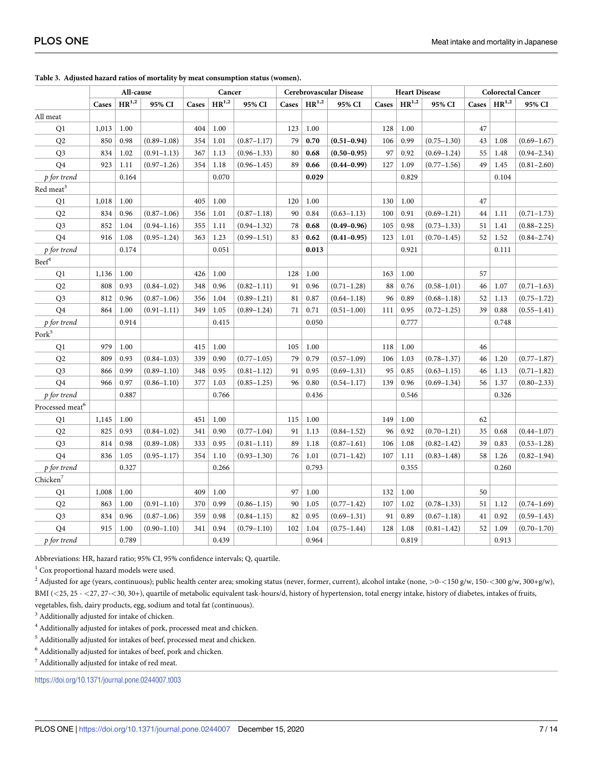**Table 3. Adjusted hazard ratios of mortality by meat consumption status (women).**

| | All-cause | | | Cancer | | | Cerebrovascular Disease | | | Heart Disease | | | Colorectal Cancer | | |
|---|---|---|---|---|---|---|---|---|---|---|---|---|---|---|---|
| | Cases | HR[1,2] | 95% CI | Cases | HR[1,2] | 95% CI | Cases | HR[1,2] | 95% CI | Cases | HR[1,2] | 95% CI | Cases | HR[1,2] | 95% CI |
| All meat | | | | | | | | | | | | | | | |
| Q1 | 1,013 | 1.00 | | 404 | 1.00 | | 123 | 1.00 | | 128 | 1.00 | | 47 | | |
| Q2 | 850 | 0.98 | (0.89–1.08) | 354 | 1.01 | (0.87–1.17) | 79 | **0.70** | **(0.51–0.94)** | 106 | 0.99 | (0.75–1.30) | 43 | 1.08 | (0.69–1.67) |
| Q3 | 834 | 1.02 | (0.91–1.13) | 367 | 1.13 | (0.96–1.33) | 80 | **0.68** | **(0.50–0.95)** | 97 | 0.92 | (0.69–1.24) | 55 | 1.48 | (0.94–2.34) |
| Q4 | 923 | 1.11 | (0.97–1.26) | 354 | 1.18 | (0.96–1.45) | 89 | **0.66** | **(0.44–0.99)** | 127 | 1.09 | (0.77–1.56) | 49 | 1.45 | (0.81–2.60) |
| *p for trend* | | 0.164 | | | 0.070 | | | **0.029** | | | 0.829 | | | 0.104 | |
| Red meat[3] | | | | | | | | | | | | | | | |
| Q1 | 1,018 | 1.00 | | 405 | 1.00 | | 120 | 1.00 | | 130 | 1.00 | | 47 | | |
| Q2 | 834 | 0.96 | (0.87–1.06) | 356 | 1.01 | (0.87–1.18) | 90 | 0.84 | (0.63–1.13) | 100 | 0.91 | (0.69–1.21) | 44 | 1.11 | (0.71–1.73) |
| Q3 | 852 | 1.04 | (0.94–1.16) | 355 | 1.11 | (0.94–1.32) | 78 | **0.68** | **(0.49–0.96)** | 105 | 0.98 | (0.73–1.33) | 51 | 1.41 | (0.88–2.25) |
| Q4 | 916 | 1.08 | (0.95–1.24) | 363 | 1.23 | (0.99–1.51) | 83 | **0.62** | **(0.41–0.95)** | 123 | 1.01 | (0.70–1.45) | 52 | 1.52 | (0.84–2.74) |
| *p for trend* | | 0.174 | | | 0.051 | | | **0.013** | | | 0.921 | | | 0.111 | |
| Beef[4] | | | | | | | | | | | | | | | |
| Q1 | 1,136 | 1.00 | | 426 | 1.00 | | 128 | 1.00 | | 163 | 1.00 | | 57 | | |
| Q2 | 808 | 0.93 | (0.84–1.02) | 348 | 0.96 | (0.82–1.11) | 91 | 0.96 | (0.71–1.28) | 88 | 0.76 | (0.58–1.01) | 46 | 1.07 | (0.71–1.63) |
| Q3 | 812 | 0.96 | (0.87–1.06) | 356 | 1.04 | (0.89–1.21) | 81 | 0.87 | (0.64–1.18) | 96 | 0.89 | (0.68–1.18) | 52 | 1.13 | (0.75–1.72) |
| Q4 | 864 | 1.00 | (0.91–1.11) | 349 | 1.05 | (0.89–1.24) | 71 | 0.71 | (0.51–1.00) | 111 | 0.95 | (0.72–1.25) | 39 | 0.88 | (0.55–1.41) |
| *p for trend* | | 0.914 | | | 0.415 | | | 0.050 | | | 0.777 | | | 0.748 | |
| Pork[5] | | | | | | | | | | | | | | | |
| Q1 | 979 | 1.00 | | 415 | 1.00 | | 105 | 1.00 | | 118 | 1.00 | | 46 | | |
| Q2 | 809 | 0.93 | (0.84–1.03) | 339 | 0.90 | (0.77–1.05) | 79 | 0.79 | (0.57–1.09) | 106 | 1.03 | (0.78–1.37) | 46 | 1.20 | (0.77–1.87) |
| Q3 | 866 | 0.99 | (0.89–1.10) | 348 | 0.95 | (0.81–1.12) | 91 | 0.95 | (0.69–1.31) | 95 | 0.85 | (0.63–1.15) | 46 | 1.13 | (0.71–1.82) |
| Q4 | 966 | 0.97 | (0.86–1.10) | 377 | 1.03 | (0.85–1.25) | 96 | 0.80 | (0.54–1.17) | 139 | 0.96 | (0.69–1.34) | 56 | 1.37 | (0.80–2.33) |
| *p for trend* | | 0.887 | | | 0.766 | | | 0.436 | | | 0.546 | | | 0.326 | |
| Processed meat[6] | | | | | | | | | | | | | | | |
| Q1 | 1,145 | 1.00 | | 451 | 1.00 | | 115 | 1.00 | | 149 | 1.00 | | 62 | | |
| Q2 | 825 | 0.93 | (0.84–1.02) | 341 | 0.90 | (0.77–1.04) | 91 | 1.13 | (0.84–1.52) | 96 | 0.92 | (0.70–1.21) | 35 | 0.68 | (0.44–1.07) |
| Q3 | 814 | 0.98 | (0.89–1.08) | 333 | 0.95 | (0.81–1.11) | 89 | 1.18 | (0.87–1.61) | 106 | 1.08 | (0.82–1.42) | 39 | 0.83 | (0.53–1.28) |
| Q4 | 836 | 1.05 | (0.95–1.17) | 354 | 1.10 | (0.93–1.30) | 76 | 1.01 | (0.71–1.42) | 107 | 1.11 | (0.83–1.48) | 58 | 1.26 | (0.82–1.94) |
| *p for trend* | | 0.327 | | | 0.266 | | | 0.793 | | | 0.355 | | | 0.260 | |
| Chicken[7] | | | | | | | | | | | | | | | |
| Q1 | 1,008 | 1.00 | | 409 | 1.00 | | 97 | 1.00 | | 132 | 1.00 | | 50 | | |
| Q2 | 863 | 1.00 | (0.91–1.10) | 370 | 0.99 | (0.86–1.15) | 90 | 1.05 | (0.77–1.42) | 107 | 1.02 | (0.78–1.33) | 51 | 1.12 | (0.74–1.69) |
| Q3 | 834 | 0.96 | (0.87–1.06) | 359 | 0.98 | (0.84–1.15) | 82 | 0.95 | (0.69–1.31) | 91 | 0.89 | (0.67–1.18) | 41 | 0.92 | (0.59–1.43) |
| Q4 | 915 | 1.00 | (0.90–1.10) | 341 | 0.94 | (0.79–1.10) | 102 | 1.04 | (0.75–1.44) | 128 | 1.08 | (0.81–1.42) | 52 | 1.09 | (0.70–1.70) |
| *p for trend* | | 0.789 | | | 0.439 | | | 0.964 | | | 0.819 | | | 0.913 | |

Abbreviations: HR, hazard ratio; 95% CI, 95% confidence intervals; Q, quartile.

[1] Cox proportional hazard models were used.

[2] Adjusted for age (years, continuous); public health center area; smoking status (never, former, current), alcohol intake (none, >0-<150 g/w, 150-<300 g/w, 300+g/w), BMI (<25, 25 - <27, 27-<30, 30+), quartile of metabolic equivalent task-hours/d, history of hypertension, total energy intake, history of diabetes, intakes of fruits, vegetables, fish, dairy products, egg, sodium and total fat (continuous).

[3] Additionally adjusted for intake of chicken.

[4] Additionally adjusted for intakes of pork, processed meat and chicken.

[5] Additionally adjusted for intakes of beef, processed meat and chicken.

[6] Additionally adjusted for intakes of beef, pork and chicken.

[7] Additionally adjusted for intake of red meat.

https://doi.org/10.1371/journal.pone.0244007.t003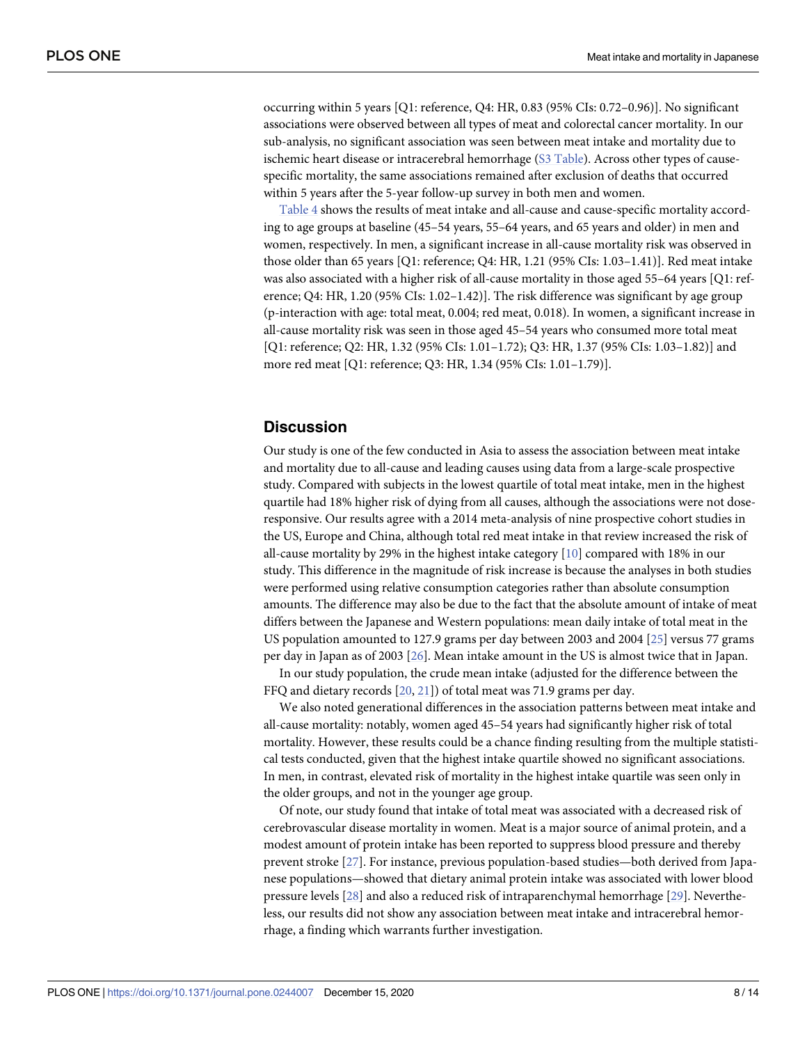occurring within 5 years [Q1: reference, Q4: HR, 0.83 (95% CIs: 0.72–0.96)]. No significant associations were observed between all types of meat and colorectal cancer mortality. In our sub-analysis, no significant association was seen between meat intake and mortality due to ischemic heart disease or intracerebral hemorrhage (S3 Table). Across other types of cause-specific mortality, the same associations remained after exclusion of deaths that occurred within 5 years after the 5-year follow-up survey in both men and women.

Table 4 shows the results of meat intake and all-cause and cause-specific mortality according to age groups at baseline (45–54 years, 55–64 years, and 65 years and older) in men and women, respectively. In men, a significant increase in all-cause mortality risk was observed in those older than 65 years [Q1: reference; Q4: HR, 1.21 (95% CIs: 1.03–1.41)]. Red meat intake was also associated with a higher risk of all-cause mortality in those aged 55–64 years [Q1: reference; Q4: HR, 1.20 (95% CIs: 1.02–1.42)]. The risk difference was significant by age group (p-interaction with age: total meat, 0.004; red meat, 0.018). In women, a significant increase in all-cause mortality risk was seen in those aged 45–54 years who consumed more total meat [Q1: reference; Q2: HR, 1.32 (95% CIs: 1.01–1.72); Q3: HR, 1.37 (95% CIs: 1.03–1.82)] and more red meat [Q1: reference; Q3: HR, 1.34 (95% CIs: 1.01–1.79)].

## Discussion

Our study is one of the few conducted in Asia to assess the association between meat intake and mortality due to all-cause and leading causes using data from a large-scale prospective study. Compared with subjects in the lowest quartile of total meat intake, men in the highest quartile had 18% higher risk of dying from all causes, although the associations were not dose-responsive. Our results agree with a 2014 meta-analysis of nine prospective cohort studies in the US, Europe and China, although total red meat intake in that review increased the risk of all-cause mortality by 29% in the highest intake category [10] compared with 18% in our study. This difference in the magnitude of risk increase is because the analyses in both studies were performed using relative consumption categories rather than absolute consumption amounts. The difference may also be due to the fact that the absolute amount of intake of meat differs between the Japanese and Western populations: mean daily intake of total meat in the US population amounted to 127.9 grams per day between 2003 and 2004 [25] versus 77 grams per day in Japan as of 2003 [26]. Mean intake amount in the US is almost twice that in Japan.

In our study population, the crude mean intake (adjusted for the difference between the FFQ and dietary records [20, 21]) of total meat was 71.9 grams per day.

We also noted generational differences in the association patterns between meat intake and all-cause mortality: notably, women aged 45–54 years had significantly higher risk of total mortality. However, these results could be a chance finding resulting from the multiple statistical tests conducted, given that the highest intake quartile showed no significant associations. In men, in contrast, elevated risk of mortality in the highest intake quartile was seen only in the older groups, and not in the younger age group.

Of note, our study found that intake of total meat was associated with a decreased risk of cerebrovascular disease mortality in women. Meat is a major source of animal protein, and a modest amount of protein intake has been reported to suppress blood pressure and thereby prevent stroke [27]. For instance, previous population-based studies—both derived from Japanese populations—showed that dietary animal protein intake was associated with lower blood pressure levels [28] and also a reduced risk of intraparenchymal hemorrhage [29]. Nevertheless, our results did not show any association between meat intake and intracerebral hemorrhage, a finding which warrants further investigation.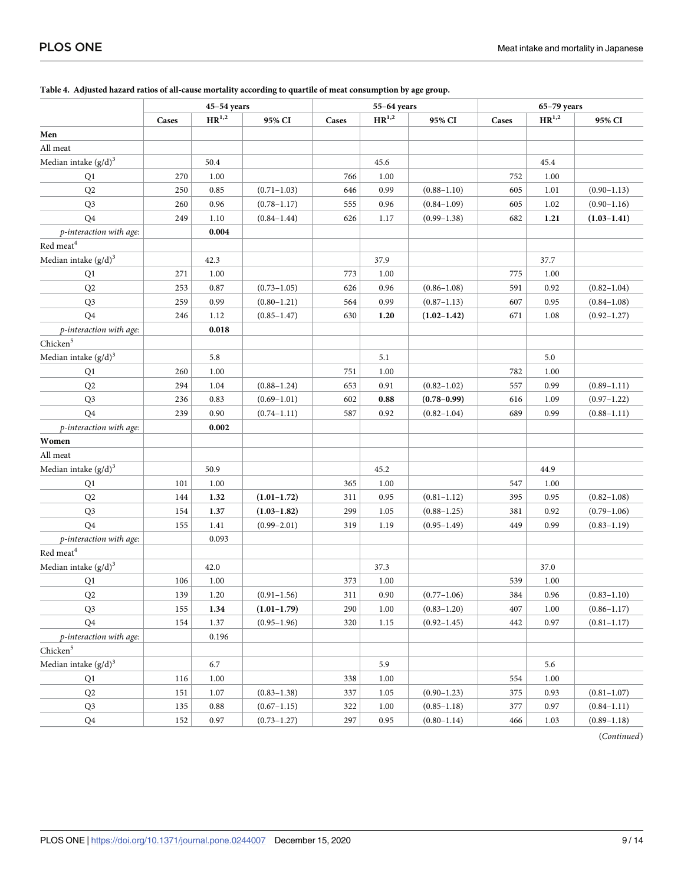**Table 4. Adjusted hazard ratios of all-cause mortality according to quartile of meat consumption by age group.**

| | 45–54 years | | | 55–64 years | | | 65–79 years | | |
|---|---|---|---|---|---|---|---|---|---|
| | Cases | HR[1,2] | 95% CI | Cases | HR[1,2] | 95% CI | Cases | HR[1,2] | 95% CI |
| **Men** | | | | | | | | | |
| All meat | | | | | | | | | |
| Median intake (g/d)[3] | | 50.4 | | | 45.6 | | | 45.4 | |
| Q1 | 270 | 1.00 | | 766 | 1.00 | | 752 | 1.00 | |
| Q2 | 250 | 0.85 | (0.71–1.03) | 646 | 0.99 | (0.88–1.10) | 605 | 1.01 | (0.90–1.13) |
| Q3 | 260 | 0.96 | (0.78–1.17) | 555 | 0.96 | (0.84–1.09) | 605 | 1.02 | (0.90–1.16) |
| Q4 | 249 | 1.10 | (0.84–1.44) | 626 | 1.17 | (0.99–1.38) | 682 | **1.21** | **(1.03–1.41)** |
| *p-interaction with age*: | | **0.004** | | | | | | | |
| Red meat[4] | | | | | | | | | |
| Median intake (g/d)[3] | | 42.3 | | | 37.9 | | | 37.7 | |
| Q1 | 271 | 1.00 | | 773 | 1.00 | | 775 | 1.00 | |
| Q2 | 253 | 0.87 | (0.73–1.05) | 626 | 0.96 | (0.86–1.08) | 591 | 0.92 | (0.82–1.04) |
| Q3 | 259 | 0.99 | (0.80–1.21) | 564 | 0.99 | (0.87–1.13) | 607 | 0.95 | (0.84–1.08) |
| Q4 | 246 | 1.12 | (0.85–1.47) | 630 | **1.20** | **(1.02–1.42)** | 671 | 1.08 | (0.92–1.27) |
| *p-interaction with age*: | | **0.018** | | | | | | | |
| Chicken[5] | | | | | | | | | |
| Median intake (g/d)[3] | | 5.8 | | | 5.1 | | | 5.0 | |
| Q1 | 260 | 1.00 | | 751 | 1.00 | | 782 | 1.00 | |
| Q2 | 294 | 1.04 | (0.88–1.24) | 653 | 0.91 | (0.82–1.02) | 557 | 0.99 | (0.89–1.11) |
| Q3 | 236 | 0.83 | (0.69–1.01) | 602 | **0.88** | **(0.78–0.99)** | 616 | 1.09 | (0.97–1.22) |
| Q4 | 239 | 0.90 | (0.74–1.11) | 587 | 0.92 | (0.82–1.04) | 689 | 0.99 | (0.88–1.11) |
| *p-interaction with age*: | | **0.002** | | | | | | | |
| **Women** | | | | | | | | | |
| All meat | | | | | | | | | |
| Median intake (g/d)[3] | | 50.9 | | | 45.2 | | | 44.9 | |
| Q1 | 101 | 1.00 | | 365 | 1.00 | | 547 | 1.00 | |
| Q2 | 144 | **1.32** | **(1.01–1.72)** | 311 | 0.95 | (0.81–1.12) | 395 | 0.95 | (0.82–1.08) |
| Q3 | 154 | **1.37** | **(1.03–1.82)** | 299 | 1.05 | (0.88–1.25) | 381 | 0.92 | (0.79–1.06) |
| Q4 | 155 | 1.41 | (0.99–2.01) | 319 | 1.19 | (0.95–1.49) | 449 | 0.99 | (0.83–1.19) |
| *p-interaction with age*: | | 0.093 | | | | | | | |
| Red meat[4] | | | | | | | | | |
| Median intake (g/d)[3] | | 42.0 | | | 37.3 | | | 37.0 | |
| Q1 | 106 | 1.00 | | 373 | 1.00 | | 539 | 1.00 | |
| Q2 | 139 | 1.20 | (0.91–1.56) | 311 | 0.90 | (0.77–1.06) | 384 | 0.96 | (0.83–1.10) |
| Q3 | 155 | **1.34** | **(1.01–1.79)** | 290 | 1.00 | (0.83–1.20) | 407 | 1.00 | (0.86–1.17) |
| Q4 | 154 | 1.37 | (0.95–1.96) | 320 | 1.15 | (0.92–1.45) | 442 | 0.97 | (0.81–1.17) |
| *p-interaction with age*: | | 0.196 | | | | | | | |
| Chicken[5] | | | | | | | | | |
| Median intake (g/d)[3] | | 6.7 | | | 5.9 | | | 5.6 | |
| Q1 | 116 | 1.00 | | 338 | 1.00 | | 554 | 1.00 | |
| Q2 | 151 | 1.07 | (0.83–1.38) | 337 | 1.05 | (0.90–1.23) | 375 | 0.93 | (0.81–1.07) |
| Q3 | 135 | 0.88 | (0.67–1.15) | 322 | 1.00 | (0.85–1.18) | 377 | 0.97 | (0.84–1.11) |
| Q4 | 152 | 0.97 | (0.73–1.27) | 297 | 0.95 | (0.80–1.14) | 466 | 1.03 | (0.89–1.18) |

(*Continued*)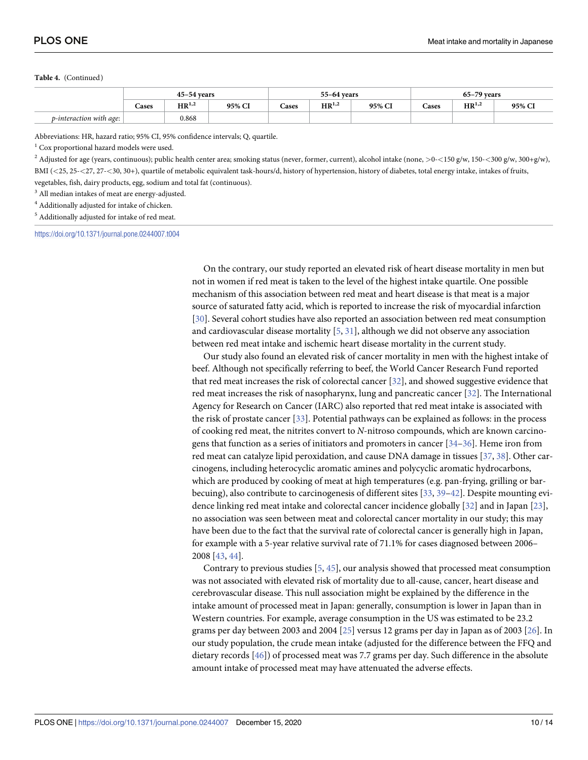**Table 4.** (Continued)

| | 45–54 years | | | 55–64 years | | | 65–79 years | | |
|---|---|---|---|---|---|---|---|---|---|
| | Cases | HR[1,2] | 95% CI | Cases | HR[1,2] | 95% CI | Cases | HR[1,2] | 95% CI |
| *p-interaction with age*: | | 0.868 | | | | | | | |

Abbreviations: HR, hazard ratio; 95% CI, 95% confidence intervals; Q, quartile.

[1] Cox proportional hazard models were used.

[2] Adjusted for age (years, continuous); public health center area; smoking status (never, former, current), alcohol intake (none, >0-<150 g/w, 150-<300 g/w, 300+g/w), BMI (<25, 25-<27, 27-<30, 30+), quartile of metabolic equivalent task-hours/d, history of hypertension, history of diabetes, total energy intake, intakes of fruits, vegetables, fish, dairy products, egg, sodium and total fat (continuous).

[3] All median intakes of meat are energy-adjusted.

[4] Additionally adjusted for intake of chicken.

[5] Additionally adjusted for intake of red meat.

https://doi.org/10.1371/journal.pone.0244007.t004

On the contrary, our study reported an elevated risk of heart disease mortality in men but not in women if red meat is taken to the level of the highest intake quartile. One possible mechanism of this association between red meat and heart disease is that meat is a major source of saturated fatty acid, which is reported to increase the risk of myocardial infarction [30]. Several cohort studies have also reported an association between red meat consumption and cardiovascular disease mortality [5, 31], although we did not observe any association between red meat intake and ischemic heart disease mortality in the current study.

Our study also found an elevated risk of cancer mortality in men with the highest intake of beef. Although not specifically referring to beef, the World Cancer Research Fund reported that red meat increases the risk of colorectal cancer [32], and showed suggestive evidence that red meat increases the risk of nasopharynx, lung and pancreatic cancer [32]. The International Agency for Research on Cancer (IARC) also reported that red meat intake is associated with the risk of prostate cancer [33]. Potential pathways can be explained as follows: in the process of cooking red meat, the nitrites convert to *N*-nitroso compounds, which are known carcinogens that function as a series of initiators and promoters in cancer [34–36]. Heme iron from red meat can catalyze lipid peroxidation, and cause DNA damage in tissues [37, 38]. Other carcinogens, including heterocyclic aromatic amines and polycyclic aromatic hydrocarbons, which are produced by cooking of meat at high temperatures (e.g. pan-frying, grilling or barbecuing), also contribute to carcinogenesis of different sites [33, 39–42]. Despite mounting evidence linking red meat intake and colorectal cancer incidence globally [32] and in Japan [23], no association was seen between meat and colorectal cancer mortality in our study; this may have been due to the fact that the survival rate of colorectal cancer is generally high in Japan, for example with a 5-year relative survival rate of 71.1% for cases diagnosed between 2006–2008 [43, 44].

Contrary to previous studies [5, 45], our analysis showed that processed meat consumption was not associated with elevated risk of mortality due to all-cause, cancer, heart disease and cerebrovascular disease. This null association might be explained by the difference in the intake amount of processed meat in Japan: generally, consumption is lower in Japan than in Western countries. For example, average consumption in the US was estimated to be 23.2 grams per day between 2003 and 2004 [25] versus 12 grams per day in Japan as of 2003 [26]. In our study population, the crude mean intake (adjusted for the difference between the FFQ and dietary records [46]) of processed meat was 7.7 grams per day. Such difference in the absolute amount intake of processed meat may have attenuated the adverse effects.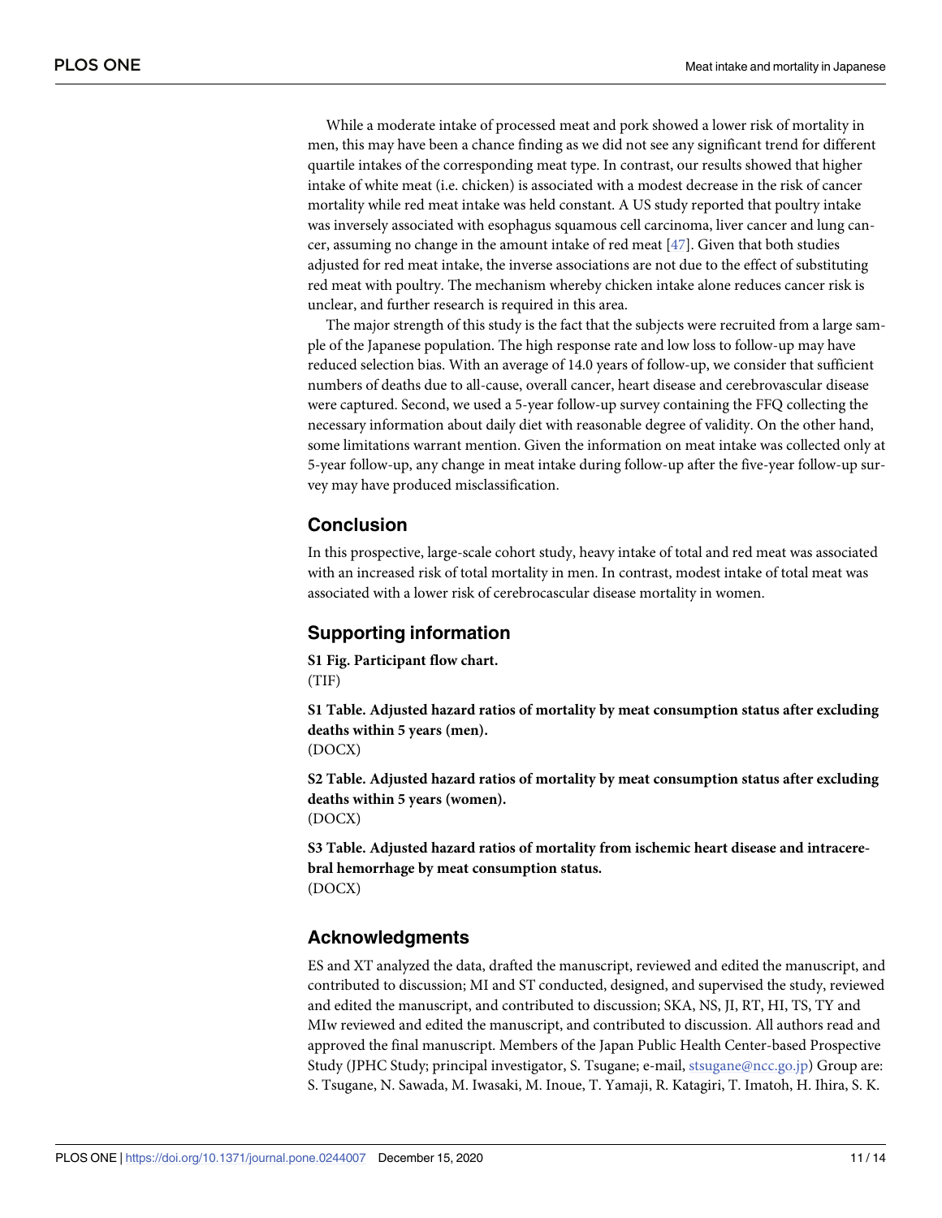While a moderate intake of processed meat and pork showed a lower risk of mortality in men, this may have been a chance finding as we did not see any significant trend for different quartile intakes of the corresponding meat type. In contrast, our results showed that higher intake of white meat (i.e. chicken) is associated with a modest decrease in the risk of cancer mortality while red meat intake was held constant. A US study reported that poultry intake was inversely associated with esophagus squamous cell carcinoma, liver cancer and lung cancer, assuming no change in the amount intake of red meat [47]. Given that both studies adjusted for red meat intake, the inverse associations are not due to the effect of substituting red meat with poultry. The mechanism whereby chicken intake alone reduces cancer risk is unclear, and further research is required in this area.

The major strength of this study is the fact that the subjects were recruited from a large sample of the Japanese population. The high response rate and low loss to follow-up may have reduced selection bias. With an average of 14.0 years of follow-up, we consider that sufficient numbers of deaths due to all-cause, overall cancer, heart disease and cerebrovascular disease were captured. Second, we used a 5-year follow-up survey containing the FFQ collecting the necessary information about daily diet with reasonable degree of validity. On the other hand, some limitations warrant mention. Given the information on meat intake was collected only at 5-year follow-up, any change in meat intake during follow-up after the five-year follow-up survey may have produced misclassification.

## Conclusion

In this prospective, large-scale cohort study, heavy intake of total and red meat was associated with an increased risk of total mortality in men. In contrast, modest intake of total meat was associated with a lower risk of cerebrocascular disease mortality in women.

## Supporting information

**S1 Fig. Participant flow chart.**
(TIF)

**S1 Table. Adjusted hazard ratios of mortality by meat consumption status after excluding deaths within 5 years (men).**
(DOCX)

**S2 Table. Adjusted hazard ratios of mortality by meat consumption status after excluding deaths within 5 years (women).**
(DOCX)

**S3 Table. Adjusted hazard ratios of mortality from ischemic heart disease and intracerebral hemorrhage by meat consumption status.**
(DOCX)

## Acknowledgments

ES and XT analyzed the data, drafted the manuscript, reviewed and edited the manuscript, and contributed to discussion; MI and ST conducted, designed, and supervised the study, reviewed and edited the manuscript, and contributed to discussion; SKA, NS, JI, RT, HI, TS, TY and MIw reviewed and edited the manuscript, and contributed to discussion. All authors read and approved the final manuscript. Members of the Japan Public Health Center-based Prospective Study (JPHC Study; principal investigator, S. Tsugane; e-mail, stsugane@ncc.go.jp) Group are: S. Tsugane, N. Sawada, M. Iwasaki, M. Inoue, T. Yamaji, R. Katagiri, T. Imatoh, H. Ihira, S. K.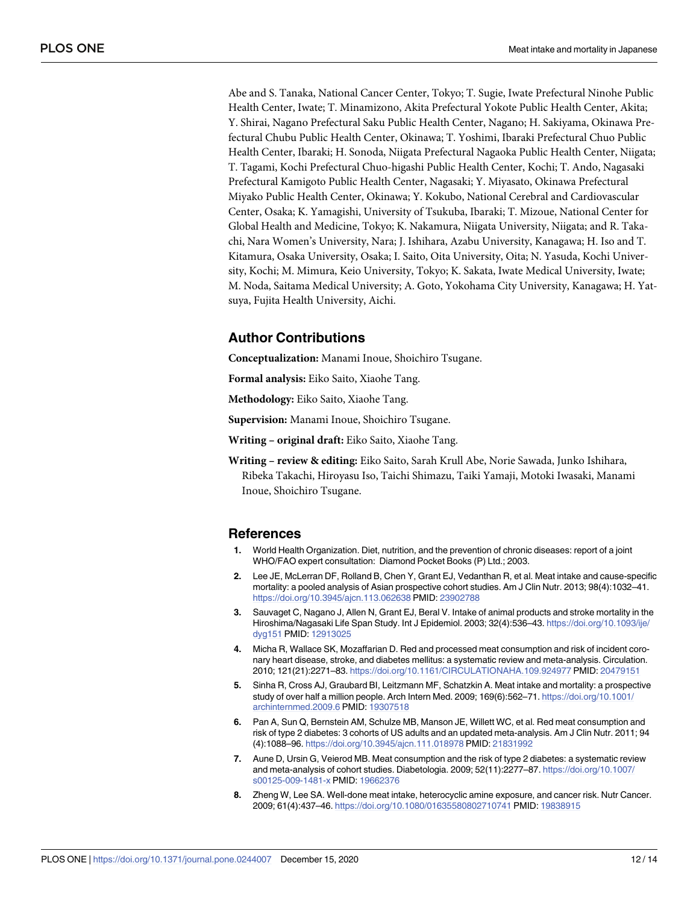Abe and S. Tanaka, National Cancer Center, Tokyo; T. Sugie, Iwate Prefectural Ninohe Public Health Center, Iwate; T. Minamizono, Akita Prefectural Yokote Public Health Center, Akita; Y. Shirai, Nagano Prefectural Saku Public Health Center, Nagano; H. Sakiyama, Okinawa Prefectural Chubu Public Health Center, Okinawa; T. Yoshimi, Ibaraki Prefectural Chuo Public Health Center, Ibaraki; H. Sonoda, Niigata Prefectural Nagaoka Public Health Center, Niigata; T. Tagami, Kochi Prefectural Chuo-higashi Public Health Center, Kochi; T. Ando, Nagasaki Prefectural Kamigoto Public Health Center, Nagasaki; Y. Miyasato, Okinawa Prefectural Miyako Public Health Center, Okinawa; Y. Kokubo, National Cerebral and Cardiovascular Center, Osaka; K. Yamagishi, University of Tsukuba, Ibaraki; T. Mizoue, National Center for Global Health and Medicine, Tokyo; K. Nakamura, Niigata University, Niigata; and R. Takachi, Nara Women's University, Nara; J. Ishihara, Azabu University, Kanagawa; H. Iso and T. Kitamura, Osaka University, Osaka; I. Saito, Oita University, Oita; N. Yasuda, Kochi University, Kochi; M. Mimura, Keio University, Tokyo; K. Sakata, Iwate Medical University, Iwate; M. Noda, Saitama Medical University; A. Goto, Yokohama City University, Kanagawa; H. Yatsuya, Fujita Health University, Aichi.

## Author Contributions

**Conceptualization:** Manami Inoue, Shoichiro Tsugane.

**Formal analysis:** Eiko Saito, Xiaohe Tang.

**Methodology:** Eiko Saito, Xiaohe Tang.

**Supervision:** Manami Inoue, Shoichiro Tsugane.

**Writing – original draft:** Eiko Saito, Xiaohe Tang.

**Writing – review & editing:** Eiko Saito, Sarah Krull Abe, Norie Sawada, Junko Ishihara, Ribeka Takachi, Hiroyasu Iso, Taichi Shimazu, Taiki Yamaji, Motoki Iwasaki, Manami Inoue, Shoichiro Tsugane.

## References

1. World Health Organization. Diet, nutrition, and the prevention of chronic diseases: report of a joint WHO/FAO expert consultation: Diamond Pocket Books (P) Ltd.; 2003.
2. Lee JE, McLerran DF, Rolland B, Chen Y, Grant EJ, Vedanthan R, et al. Meat intake and cause-specific mortality: a pooled analysis of Asian prospective cohort studies. Am J Clin Nutr. 2013; 98(4):1032–41. https://doi.org/10.3945/ajcn.113.062638 PMID: 23902788
3. Sauvaget C, Nagano J, Allen N, Grant EJ, Beral V. Intake of animal products and stroke mortality in the Hiroshima/Nagasaki Life Span Study. Int J Epidemiol. 2003; 32(4):536–43. https://doi.org/10.1093/ije/dyg151 PMID: 12913025
4. Micha R, Wallace SK, Mozaffarian D. Red and processed meat consumption and risk of incident coronary heart disease, stroke, and diabetes mellitus: a systematic review and meta-analysis. Circulation. 2010; 121(21):2271–83. https://doi.org/10.1161/CIRCULATIONAHA.109.924977 PMID: 20479151
5. Sinha R, Cross AJ, Graubard BI, Leitzmann MF, Schatzkin A. Meat intake and mortality: a prospective study of over half a million people. Arch Intern Med. 2009; 169(6):562–71. https://doi.org/10.1001/archinternmed.2009.6 PMID: 19307518
6. Pan A, Sun Q, Bernstein AM, Schulze MB, Manson JE, Willett WC, et al. Red meat consumption and risk of type 2 diabetes: 3 cohorts of US adults and an updated meta-analysis. Am J Clin Nutr. 2011; 94(4):1088–96. https://doi.org/10.3945/ajcn.111.018978 PMID: 21831992
7. Aune D, Ursin G, Veierod MB. Meat consumption and the risk of type 2 diabetes: a systematic review and meta-analysis of cohort studies. Diabetologia. 2009; 52(11):2277–87. https://doi.org/10.1007/s00125-009-1481-x PMID: 19662376
8. Zheng W, Lee SA. Well-done meat intake, heterocyclic amine exposure, and cancer risk. Nutr Cancer. 2009; 61(4):437–46. https://doi.org/10.1080/01635580802710741 PMID: 19838915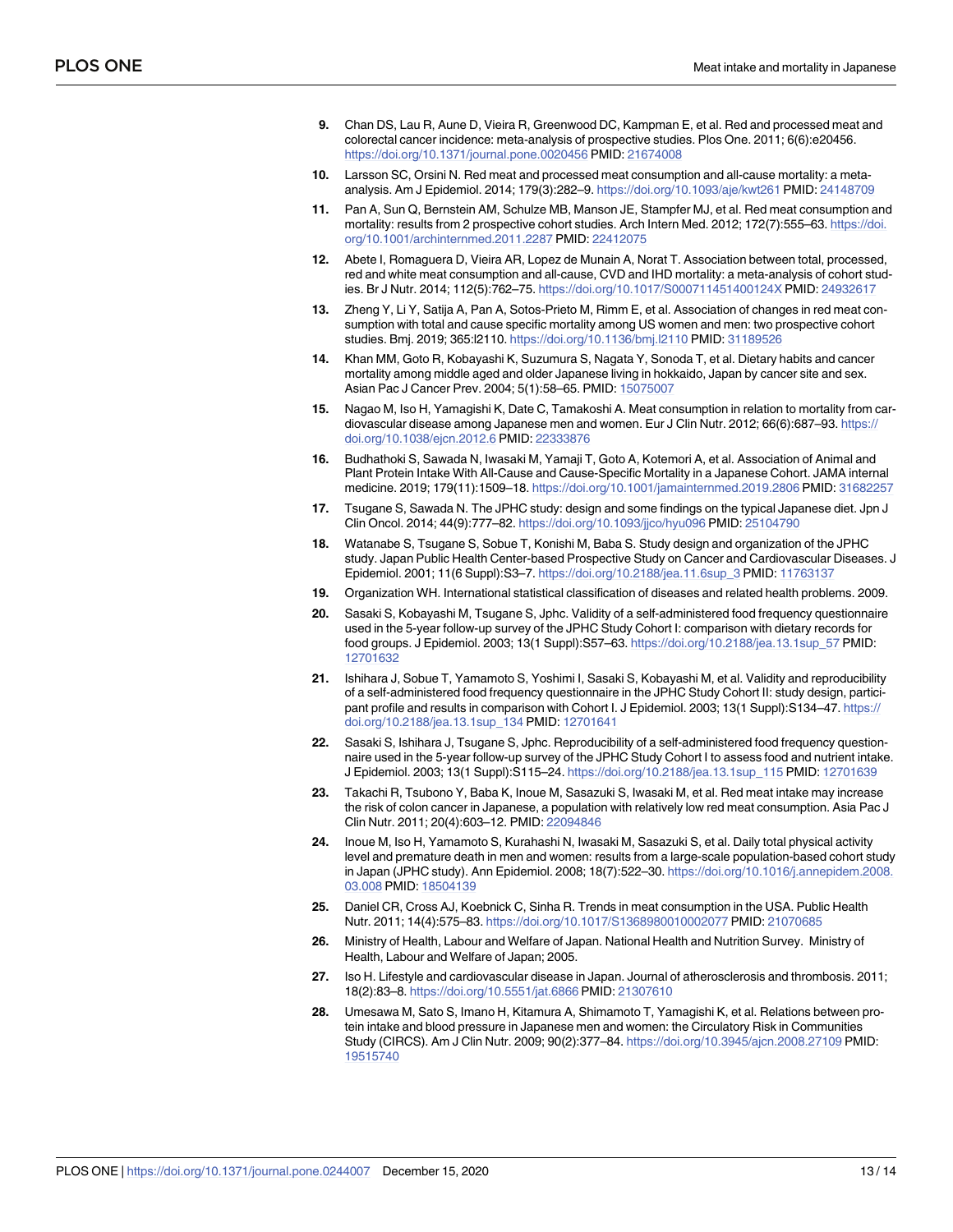9. Chan DS, Lau R, Aune D, Vieira R, Greenwood DC, Kampman E, et al. Red and processed meat and colorectal cancer incidence: meta-analysis of prospective studies. Plos One. 2011; 6(6):e20456. https://doi.org/10.1371/journal.pone.0020456 PMID: 21674008

10. Larsson SC, Orsini N. Red meat and processed meat consumption and all-cause mortality: a meta-analysis. Am J Epidemiol. 2014; 179(3):282–9. https://doi.org/10.1093/aje/kwt261 PMID: 24148709

11. Pan A, Sun Q, Bernstein AM, Schulze MB, Manson JE, Stampfer MJ, et al. Red meat consumption and mortality: results from 2 prospective cohort studies. Arch Intern Med. 2012; 172(7):555–63. https://doi.org/10.1001/archinternmed.2011.2287 PMID: 22412075

12. Abete I, Romaguera D, Vieira AR, Lopez de Munain A, Norat T. Association between total, processed, red and white meat consumption and all-cause, CVD and IHD mortality: a meta-analysis of cohort studies. Br J Nutr. 2014; 112(5):762–75. https://doi.org/10.1017/S000711451400124X PMID: 24932617

13. Zheng Y, Li Y, Satija A, Pan A, Sotos-Prieto M, Rimm E, et al. Association of changes in red meat consumption with total and cause specific mortality among US women and men: two prospective cohort studies. Bmj. 2019; 365:l2110. https://doi.org/10.1136/bmj.l2110 PMID: 31189526

14. Khan MM, Goto R, Kobayashi K, Suzumura S, Nagata Y, Sonoda T, et al. Dietary habits and cancer mortality among middle aged and older Japanese living in hokkaido, Japan by cancer site and sex. Asian Pac J Cancer Prev. 2004; 5(1):58–65. PMID: 15075007

15. Nagao M, Iso H, Yamagishi K, Date C, Tamakoshi A. Meat consumption in relation to mortality from cardiovascular disease among Japanese men and women. Eur J Clin Nutr. 2012; 66(6):687–93. https://doi.org/10.1038/ejcn.2012.6 PMID: 22333876

16. Budhathoki S, Sawada N, Iwasaki M, Yamaji T, Goto A, Kotemori A, et al. Association of Animal and Plant Protein Intake With All-Cause and Cause-Specific Mortality in a Japanese Cohort. JAMA internal medicine. 2019; 179(11):1509–18. https://doi.org/10.1001/jamainternmed.2019.2806 PMID: 31682257

17. Tsugane S, Sawada N. The JPHC study: design and some findings on the typical Japanese diet. Jpn J Clin Oncol. 2014; 44(9):777–82. https://doi.org/10.1093/jjco/hyu096 PMID: 25104790

18. Watanabe S, Tsugane S, Sobue T, Konishi M, Baba S. Study design and organization of the JPHC study. Japan Public Health Center-based Prospective Study on Cancer and Cardiovascular Diseases. J Epidemiol. 2001; 11(6 Suppl):S3–7. https://doi.org/10.2188/jea.11.6sup_3 PMID: 11763137

19. Organization WH. International statistical classification of diseases and related health problems. 2009.

20. Sasaki S, Kobayashi M, Tsugane S, Jphc. Validity of a self-administered food frequency questionnaire used in the 5-year follow-up survey of the JPHC Study Cohort I: comparison with dietary records for food groups. J Epidemiol. 2003; 13(1 Suppl):S57–63. https://doi.org/10.2188/jea.13.1sup_57 PMID: 12701632

21. Ishihara J, Sobue T, Yamamoto S, Yoshimi I, Sasaki S, Kobayashi M, et al. Validity and reproducibility of a self-administered food frequency questionnaire in the JPHC Study Cohort II: study design, participant profile and results in comparison with Cohort I. J Epidemiol. 2003; 13(1 Suppl):S134–47. https://doi.org/10.2188/jea.13.1sup_134 PMID: 12701641

22. Sasaki S, Ishihara J, Tsugane S, Jphc. Reproducibility of a self-administered food frequency questionnaire used in the 5-year follow-up survey of the JPHC Study Cohort I to assess food and nutrient intake. J Epidemiol. 2003; 13(1 Suppl):S115–24. https://doi.org/10.2188/jea.13.1sup_115 PMID: 12701639

23. Takachi R, Tsubono Y, Baba K, Inoue M, Sasazuki S, Iwasaki M, et al. Red meat intake may increase the risk of colon cancer in Japanese, a population with relatively low red meat consumption. Asia Pac J Clin Nutr. 2011; 20(4):603–12. PMID: 22094846

24. Inoue M, Iso H, Yamamoto S, Kurahashi N, Iwasaki M, Sasazuki S, et al. Daily total physical activity level and premature death in men and women: results from a large-scale population-based cohort study in Japan (JPHC study). Ann Epidemiol. 2008; 18(7):522–30. https://doi.org/10.1016/j.annepidem.2008.03.008 PMID: 18504139

25. Daniel CR, Cross AJ, Koebnick C, Sinha R. Trends in meat consumption in the USA. Public Health Nutr. 2011; 14(4):575–83. https://doi.org/10.1017/S1368980010002077 PMID: 21070685

26. Ministry of Health, Labour and Welfare of Japan. National Health and Nutrition Survey. Ministry of Health, Labour and Welfare of Japan; 2005.

27. Iso H. Lifestyle and cardiovascular disease in Japan. Journal of atherosclerosis and thrombosis. 2011; 18(2):83–8. https://doi.org/10.5551/jat.6866 PMID: 21307610

28. Umesawa M, Sato S, Imano H, Kitamura A, Shimamoto T, Yamagishi K, et al. Relations between protein intake and blood pressure in Japanese men and women: the Circulatory Risk in Communities Study (CIRCS). Am J Clin Nutr. 2009; 90(2):377–84. https://doi.org/10.3945/ajcn.2008.27109 PMID: 19515740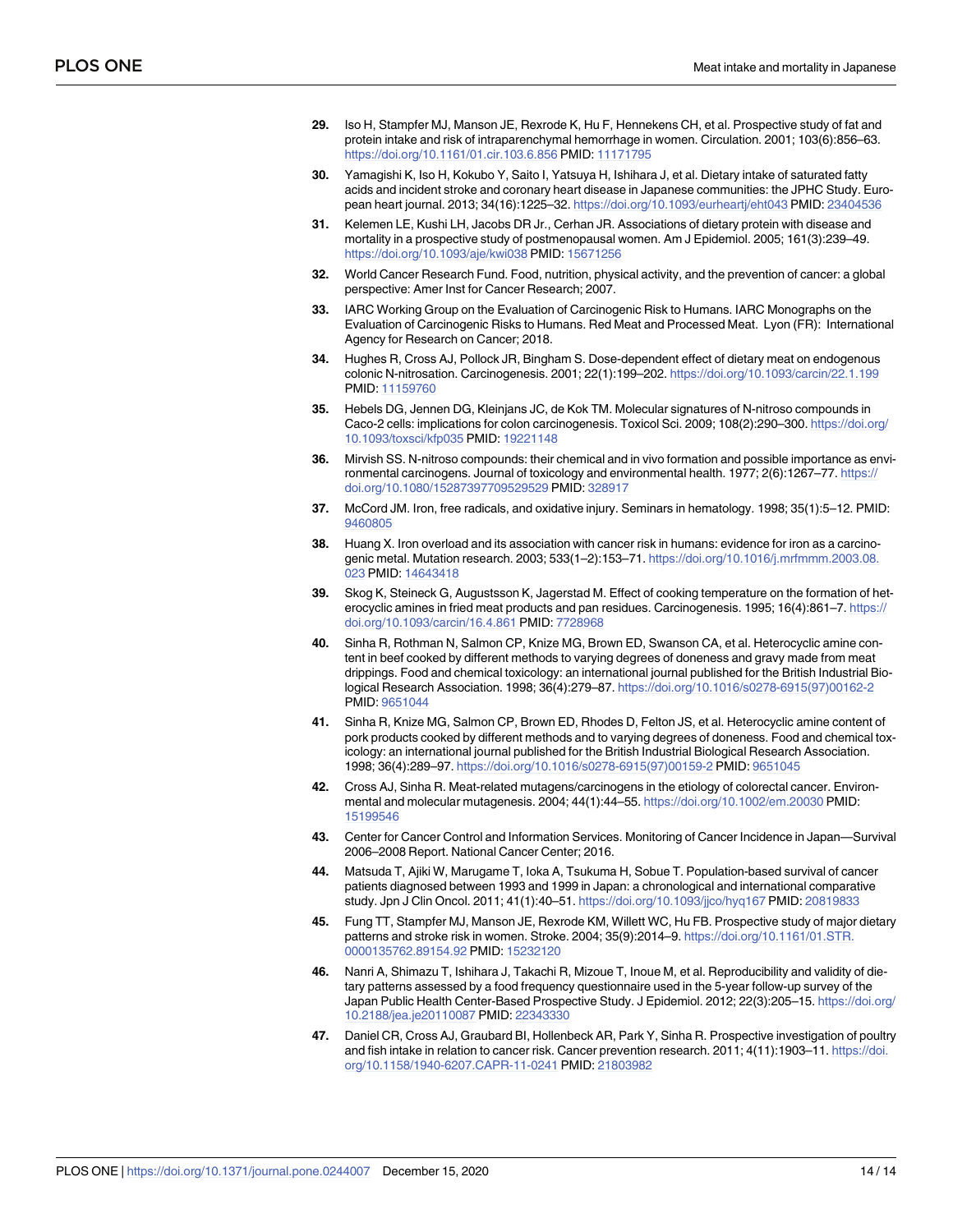29. Iso H, Stampfer MJ, Manson JE, Rexrode K, Hu F, Hennekens CH, et al. Prospective study of fat and protein intake and risk of intraparenchymal hemorrhage in women. Circulation. 2001; 103(6):856–63. https://doi.org/10.1161/01.cir.103.6.856 PMID: 11171795

30. Yamagishi K, Iso H, Kokubo Y, Saito I, Yatsuya H, Ishihara J, et al. Dietary intake of saturated fatty acids and incident stroke and coronary heart disease in Japanese communities: the JPHC Study. European heart journal. 2013; 34(16):1225–32. https://doi.org/10.1093/eurheartj/eht043 PMID: 23404536

31. Kelemen LE, Kushi LH, Jacobs DR Jr., Cerhan JR. Associations of dietary protein with disease and mortality in a prospective study of postmenopausal women. Am J Epidemiol. 2005; 161(3):239–49. https://doi.org/10.1093/aje/kwi038 PMID: 15671256

32. World Cancer Research Fund. Food, nutrition, physical activity, and the prevention of cancer: a global perspective: Amer Inst for Cancer Research; 2007.

33. IARC Working Group on the Evaluation of Carcinogenic Risk to Humans. IARC Monographs on the Evaluation of Carcinogenic Risks to Humans. Red Meat and Processed Meat. Lyon (FR): International Agency for Research on Cancer; 2018.

34. Hughes R, Cross AJ, Pollock JR, Bingham S. Dose-dependent effect of dietary meat on endogenous colonic N-nitrosation. Carcinogenesis. 2001; 22(1):199–202. https://doi.org/10.1093/carcin/22.1.199 PMID: 11159760

35. Hebels DG, Jennen DG, Kleinjans JC, de Kok TM. Molecular signatures of N-nitroso compounds in Caco-2 cells: implications for colon carcinogenesis. Toxicol Sci. 2009; 108(2):290–300. https://doi.org/10.1093/toxsci/kfp035 PMID: 19221148

36. Mirvish SS. N-nitroso compounds: their chemical and in vivo formation and possible importance as environmental carcinogens. Journal of toxicology and environmental health. 1977; 2(6):1267–77. https://doi.org/10.1080/15287397709529529 PMID: 328917

37. McCord JM. Iron, free radicals, and oxidative injury. Seminars in hematology. 1998; 35(1):5–12. PMID: 9460805

38. Huang X. Iron overload and its association with cancer risk in humans: evidence for iron as a carcinogenic metal. Mutation research. 2003; 533(1–2):153–71. https://doi.org/10.1016/j.mrfmmm.2003.08.023 PMID: 14643418

39. Skog K, Steineck G, Augustsson K, Jagerstad M. Effect of cooking temperature on the formation of heterocyclic amines in fried meat products and pan residues. Carcinogenesis. 1995; 16(4):861–7. https://doi.org/10.1093/carcin/16.4.861 PMID: 7728968

40. Sinha R, Rothman N, Salmon CP, Knize MG, Brown ED, Swanson CA, et al. Heterocyclic amine content in beef cooked by different methods to varying degrees of doneness and gravy made from meat drippings. Food and chemical toxicology: an international journal published for the British Industrial Biological Research Association. 1998; 36(4):279–87. https://doi.org/10.1016/s0278-6915(97)00162-2 PMID: 9651044

41. Sinha R, Knize MG, Salmon CP, Brown ED, Rhodes D, Felton JS, et al. Heterocyclic amine content of pork products cooked by different methods and to varying degrees of doneness. Food and chemical toxicology: an international journal published for the British Industrial Biological Research Association. 1998; 36(4):289–97. https://doi.org/10.1016/s0278-6915(97)00159-2 PMID: 9651045

42. Cross AJ, Sinha R. Meat-related mutagens/carcinogens in the etiology of colorectal cancer. Environmental and molecular mutagenesis. 2004; 44(1):44–55. https://doi.org/10.1002/em.20030 PMID: 15199546

43. Center for Cancer Control and Information Services. Monitoring of Cancer Incidence in Japan—Survival 2006–2008 Report. National Cancer Center; 2016.

44. Matsuda T, Ajiki W, Marugame T, Ioka A, Tsukuma H, Sobue T. Population-based survival of cancer patients diagnosed between 1993 and 1999 in Japan: a chronological and international comparative study. Jpn J Clin Oncol. 2011; 41(1):40–51. https://doi.org/10.1093/jjco/hyq167 PMID: 20819833

45. Fung TT, Stampfer MJ, Manson JE, Rexrode KM, Willett WC, Hu FB. Prospective study of major dietary patterns and stroke risk in women. Stroke. 2004; 35(9):2014–9. https://doi.org/10.1161/01.STR.0000135762.89154.92 PMID: 15232120

46. Nanri A, Shimazu T, Ishihara J, Takachi R, Mizoue T, Inoue M, et al. Reproducibility and validity of dietary patterns assessed by a food frequency questionnaire used in the 5-year follow-up survey of the Japan Public Health Center-Based Prospective Study. J Epidemiol. 2012; 22(3):205–15. https://doi.org/10.2188/jea.je20110087 PMID: 22343330

47. Daniel CR, Cross AJ, Graubard BI, Hollenbeck AR, Park Y, Sinha R. Prospective investigation of poultry and fish intake in relation to cancer risk. Cancer prevention research. 2011; 4(11):1903–11. https://doi.org/10.1158/1940-6207.CAPR-11-0241 PMID: 21803982